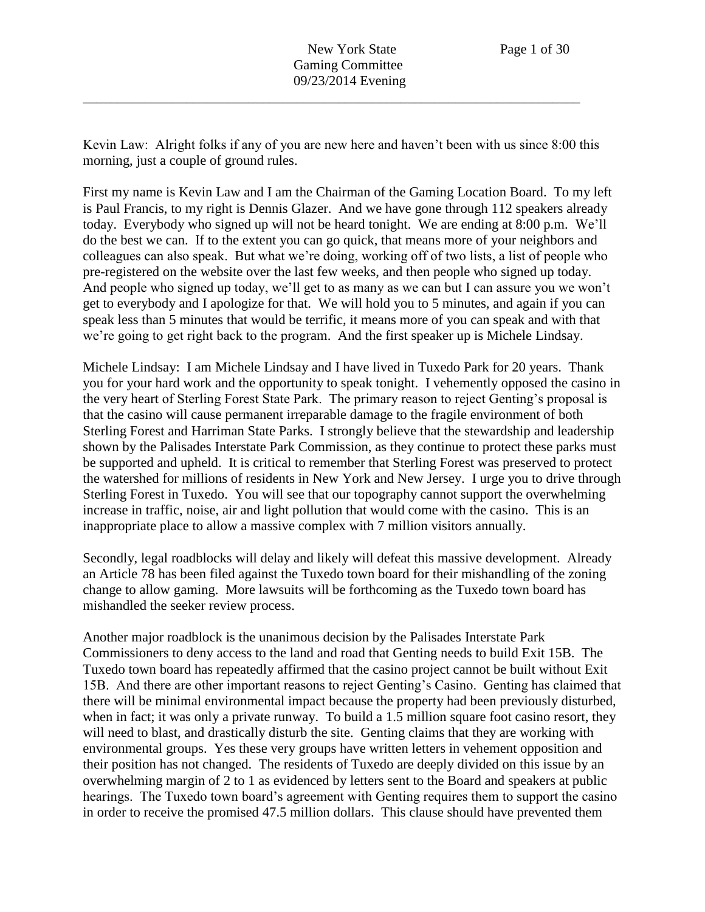Kevin Law: Alright folks if any of you are new here and haven't been with us since 8:00 this morning, just a couple of ground rules.

First my name is Kevin Law and I am the Chairman of the Gaming Location Board. To my left is Paul Francis, to my right is Dennis Glazer. And we have gone through 112 speakers already today. Everybody who signed up will not be heard tonight. We are ending at 8:00 p.m. We'll do the best we can. If to the extent you can go quick, that means more of your neighbors and colleagues can also speak. But what we're doing, working off of two lists, a list of people who pre-registered on the website over the last few weeks, and then people who signed up today. And people who signed up today, we'll get to as many as we can but I can assure you we won't get to everybody and I apologize for that. We will hold you to 5 minutes, and again if you can speak less than 5 minutes that would be terrific, it means more of you can speak and with that we're going to get right back to the program. And the first speaker up is Michele Lindsay.

Michele Lindsay: I am Michele Lindsay and I have lived in Tuxedo Park for 20 years. Thank you for your hard work and the opportunity to speak tonight. I vehemently opposed the casino in the very heart of Sterling Forest State Park. The primary reason to reject Genting's proposal is that the casino will cause permanent irreparable damage to the fragile environment of both Sterling Forest and Harriman State Parks. I strongly believe that the stewardship and leadership shown by the Palisades Interstate Park Commission, as they continue to protect these parks must be supported and upheld. It is critical to remember that Sterling Forest was preserved to protect the watershed for millions of residents in New York and New Jersey. I urge you to drive through Sterling Forest in Tuxedo. You will see that our topography cannot support the overwhelming increase in traffic, noise, air and light pollution that would come with the casino. This is an inappropriate place to allow a massive complex with 7 million visitors annually.

Secondly, legal roadblocks will delay and likely will defeat this massive development. Already an Article 78 has been filed against the Tuxedo town board for their mishandling of the zoning change to allow gaming. More lawsuits will be forthcoming as the Tuxedo town board has mishandled the seeker review process.

Another major roadblock is the unanimous decision by the Palisades Interstate Park Commissioners to deny access to the land and road that Genting needs to build Exit 15B. The Tuxedo town board has repeatedly affirmed that the casino project cannot be built without Exit 15B. And there are other important reasons to reject Genting's Casino. Genting has claimed that there will be minimal environmental impact because the property had been previously disturbed, when in fact; it was only a private runway. To build a 1.5 million square foot casino resort, they will need to blast, and drastically disturb the site. Genting claims that they are working with environmental groups. Yes these very groups have written letters in vehement opposition and their position has not changed. The residents of Tuxedo are deeply divided on this issue by an overwhelming margin of 2 to 1 as evidenced by letters sent to the Board and speakers at public hearings. The Tuxedo town board's agreement with Genting requires them to support the casino in order to receive the promised 47.5 million dollars. This clause should have prevented them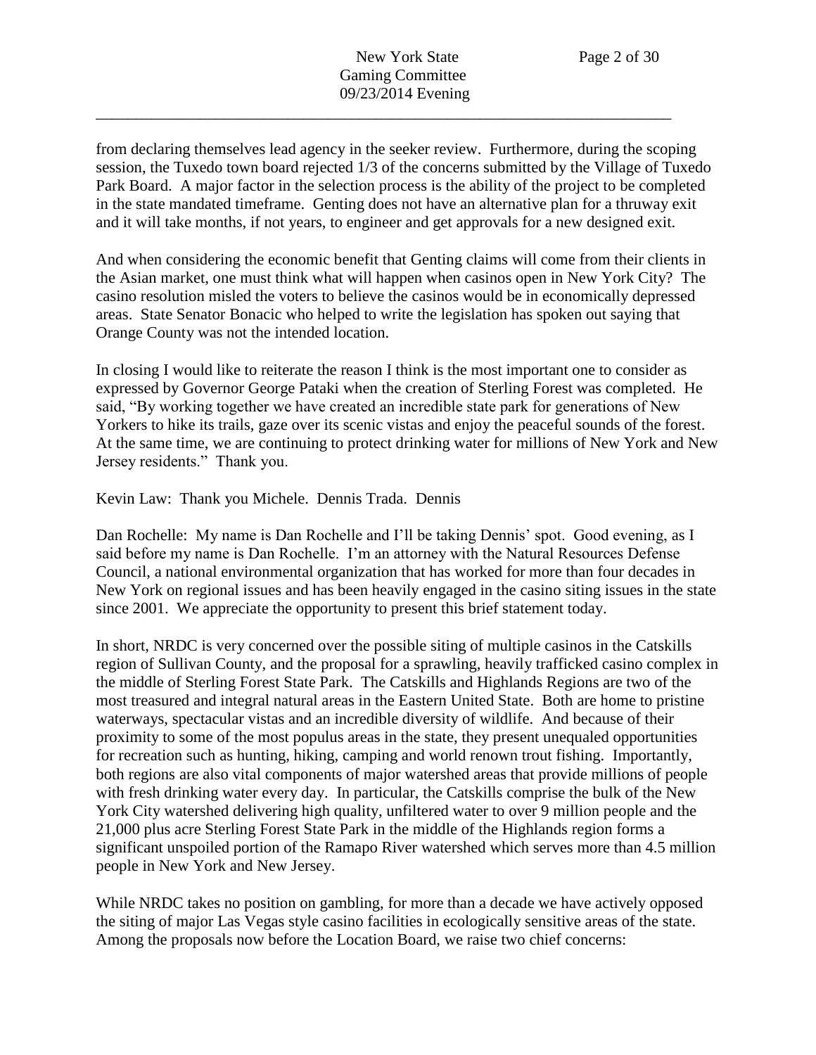from declaring themselves lead agency in the seeker review. Furthermore, during the scoping session, the Tuxedo town board rejected 1/3 of the concerns submitted by the Village of Tuxedo Park Board. A major factor in the selection process is the ability of the project to be completed in the state mandated timeframe. Genting does not have an alternative plan for a thruway exit and it will take months, if not years, to engineer and get approvals for a new designed exit.

And when considering the economic benefit that Genting claims will come from their clients in the Asian market, one must think what will happen when casinos open in New York City? The casino resolution misled the voters to believe the casinos would be in economically depressed areas. State Senator Bonacic who helped to write the legislation has spoken out saying that Orange County was not the intended location.

In closing I would like to reiterate the reason I think is the most important one to consider as expressed by Governor George Pataki when the creation of Sterling Forest was completed. He said, "By working together we have created an incredible state park for generations of New Yorkers to hike its trails, gaze over its scenic vistas and enjoy the peaceful sounds of the forest. At the same time, we are continuing to protect drinking water for millions of New York and New Jersey residents." Thank you.

Kevin Law: Thank you Michele. Dennis Trada. Dennis

Dan Rochelle: My name is Dan Rochelle and I'll be taking Dennis' spot. Good evening, as I said before my name is Dan Rochelle. I'm an attorney with the Natural Resources Defense Council, a national environmental organization that has worked for more than four decades in New York on regional issues and has been heavily engaged in the casino siting issues in the state since 2001. We appreciate the opportunity to present this brief statement today.

In short, NRDC is very concerned over the possible siting of multiple casinos in the Catskills region of Sullivan County, and the proposal for a sprawling, heavily trafficked casino complex in the middle of Sterling Forest State Park. The Catskills and Highlands Regions are two of the most treasured and integral natural areas in the Eastern United State. Both are home to pristine waterways, spectacular vistas and an incredible diversity of wildlife. And because of their proximity to some of the most populus areas in the state, they present unequaled opportunities for recreation such as hunting, hiking, camping and world renown trout fishing. Importantly, both regions are also vital components of major watershed areas that provide millions of people with fresh drinking water every day. In particular, the Catskills comprise the bulk of the New York City watershed delivering high quality, unfiltered water to over 9 million people and the 21,000 plus acre Sterling Forest State Park in the middle of the Highlands region forms a significant unspoiled portion of the Ramapo River watershed which serves more than 4.5 million people in New York and New Jersey.

While NRDC takes no position on gambling, for more than a decade we have actively opposed the siting of major Las Vegas style casino facilities in ecologically sensitive areas of the state. Among the proposals now before the Location Board, we raise two chief concerns: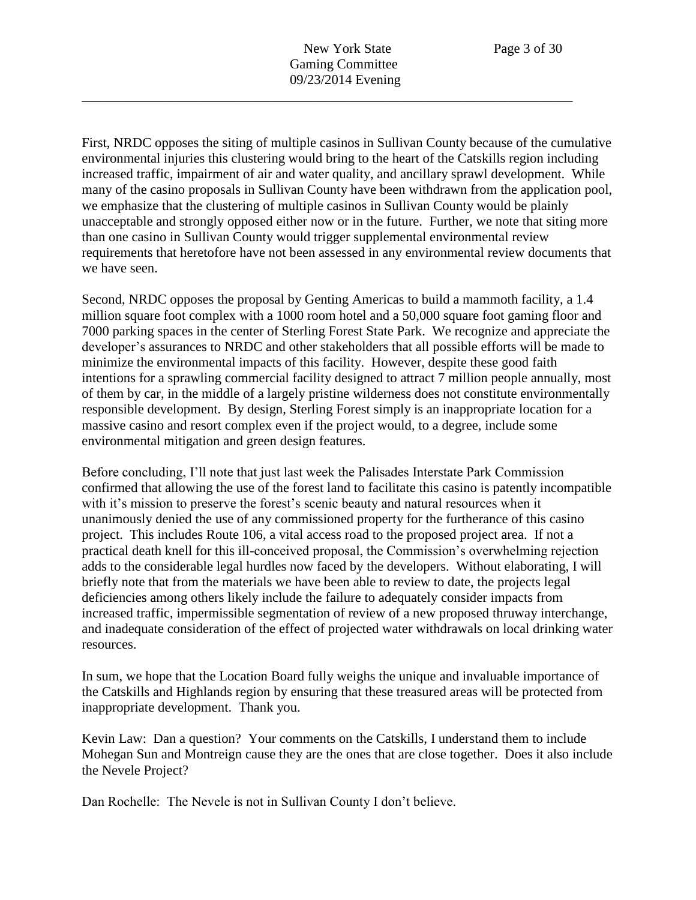First, NRDC opposes the siting of multiple casinos in Sullivan County because of the cumulative environmental injuries this clustering would bring to the heart of the Catskills region including increased traffic, impairment of air and water quality, and ancillary sprawl development. While many of the casino proposals in Sullivan County have been withdrawn from the application pool, we emphasize that the clustering of multiple casinos in Sullivan County would be plainly unacceptable and strongly opposed either now or in the future. Further, we note that siting more than one casino in Sullivan County would trigger supplemental environmental review requirements that heretofore have not been assessed in any environmental review documents that we have seen.

Second, NRDC opposes the proposal by Genting Americas to build a mammoth facility, a 1.4 million square foot complex with a 1000 room hotel and a 50,000 square foot gaming floor and 7000 parking spaces in the center of Sterling Forest State Park. We recognize and appreciate the developer's assurances to NRDC and other stakeholders that all possible efforts will be made to minimize the environmental impacts of this facility. However, despite these good faith intentions for a sprawling commercial facility designed to attract 7 million people annually, most of them by car, in the middle of a largely pristine wilderness does not constitute environmentally responsible development. By design, Sterling Forest simply is an inappropriate location for a massive casino and resort complex even if the project would, to a degree, include some environmental mitigation and green design features.

Before concluding, I'll note that just last week the Palisades Interstate Park Commission confirmed that allowing the use of the forest land to facilitate this casino is patently incompatible with it's mission to preserve the forest's scenic beauty and natural resources when it unanimously denied the use of any commissioned property for the furtherance of this casino project. This includes Route 106, a vital access road to the proposed project area. If not a practical death knell for this ill-conceived proposal, the Commission's overwhelming rejection adds to the considerable legal hurdles now faced by the developers. Without elaborating, I will briefly note that from the materials we have been able to review to date, the projects legal deficiencies among others likely include the failure to adequately consider impacts from increased traffic, impermissible segmentation of review of a new proposed thruway interchange, and inadequate consideration of the effect of projected water withdrawals on local drinking water resources.

In sum, we hope that the Location Board fully weighs the unique and invaluable importance of the Catskills and Highlands region by ensuring that these treasured areas will be protected from inappropriate development. Thank you.

Kevin Law: Dan a question? Your comments on the Catskills, I understand them to include Mohegan Sun and Montreign cause they are the ones that are close together. Does it also include the Nevele Project?

Dan Rochelle: The Nevele is not in Sullivan County I don't believe.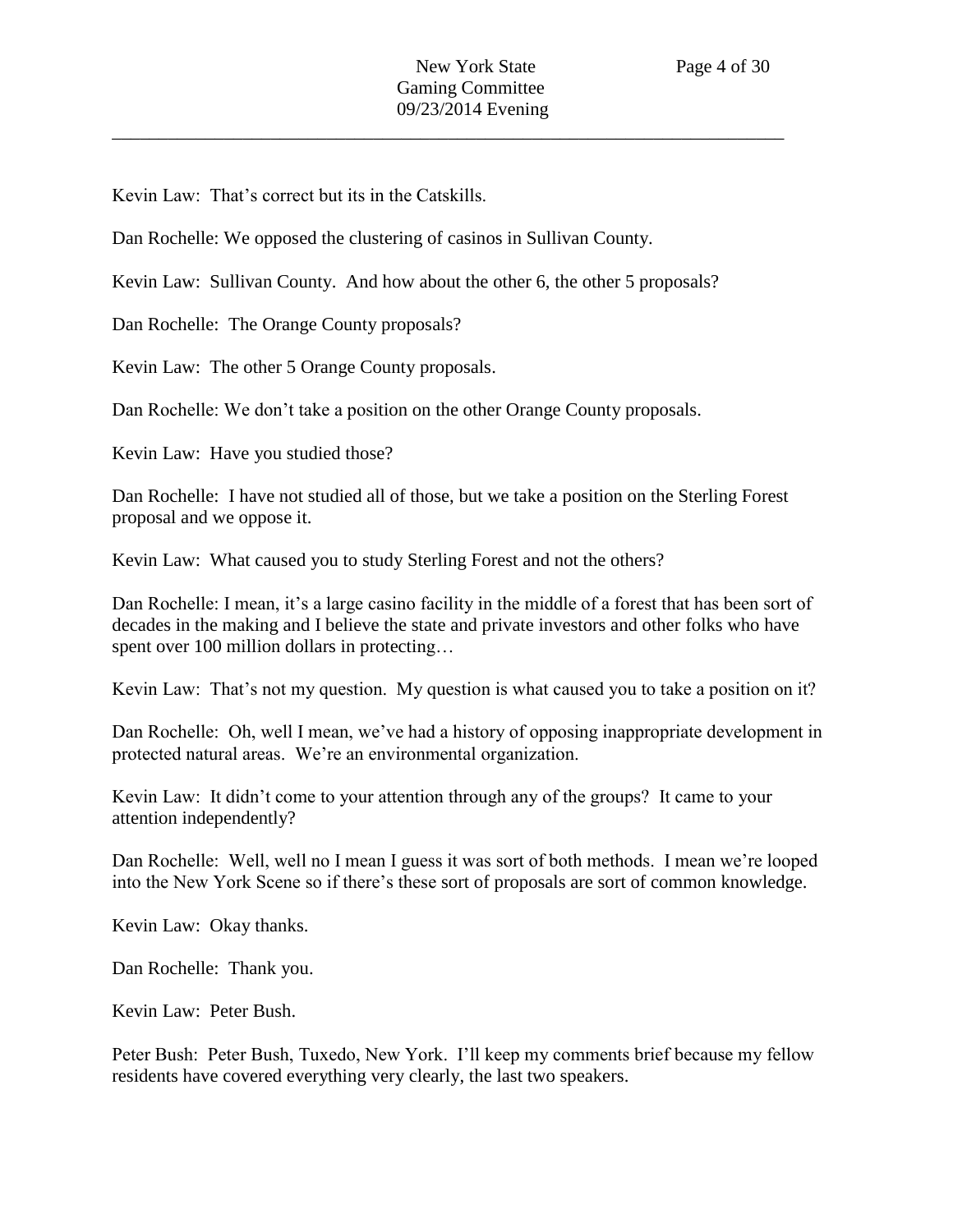Kevin Law: That's correct but its in the Catskills.

Dan Rochelle: We opposed the clustering of casinos in Sullivan County.

Kevin Law: Sullivan County. And how about the other 6, the other 5 proposals?

Dan Rochelle: The Orange County proposals?

Kevin Law: The other 5 Orange County proposals.

Dan Rochelle: We don't take a position on the other Orange County proposals.

Kevin Law: Have you studied those?

Dan Rochelle: I have not studied all of those, but we take a position on the Sterling Forest proposal and we oppose it.

Kevin Law: What caused you to study Sterling Forest and not the others?

Dan Rochelle: I mean, it's a large casino facility in the middle of a forest that has been sort of decades in the making and I believe the state and private investors and other folks who have spent over 100 million dollars in protecting…

Kevin Law: That's not my question. My question is what caused you to take a position on it?

Dan Rochelle: Oh, well I mean, we've had a history of opposing inappropriate development in protected natural areas. We're an environmental organization.

Kevin Law: It didn't come to your attention through any of the groups? It came to your attention independently?

Dan Rochelle: Well, well no I mean I guess it was sort of both methods. I mean we're looped into the New York Scene so if there's these sort of proposals are sort of common knowledge.

Kevin Law: Okay thanks.

Dan Rochelle: Thank you.

Kevin Law: Peter Bush.

Peter Bush: Peter Bush, Tuxedo, New York. I'll keep my comments brief because my fellow residents have covered everything very clearly, the last two speakers.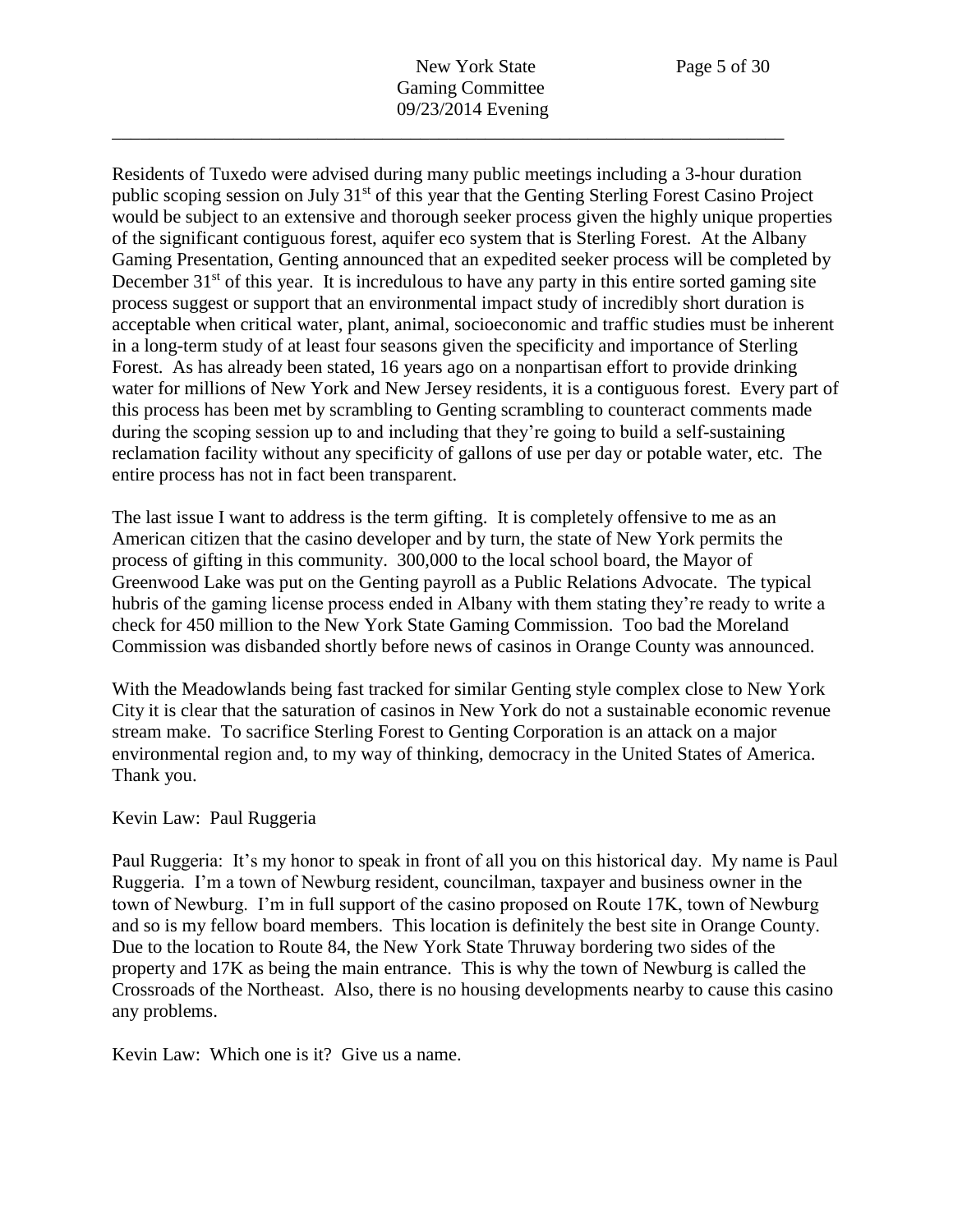Residents of Tuxedo were advised during many public meetings including a 3-hour duration public scoping session on July 31st of this year that the Genting Sterling Forest Casino Project would be subject to an extensive and thorough seeker process given the highly unique properties of the significant contiguous forest, aquifer eco system that is Sterling Forest. At the Albany Gaming Presentation, Genting announced that an expedited seeker process will be completed by December 31st of this year. It is incredulous to have any party in this entire sorted gaming site process suggest or support that an environmental impact study of incredibly short duration is acceptable when critical water, plant, animal, socioeconomic and traffic studies must be inherent in a long-term study of at least four seasons given the specificity and importance of Sterling Forest. As has already been stated, 16 years ago on a nonpartisan effort to provide drinking water for millions of New York and New Jersey residents, it is a contiguous forest. Every part of this process has been met by scrambling to Genting scrambling to counteract comments made during the scoping session up to and including that they're going to build a self-sustaining reclamation facility without any specificity of gallons of use per day or potable water, etc. The entire process has not in fact been transparent.

The last issue I want to address is the term gifting. It is completely offensive to me as an American citizen that the casino developer and by turn, the state of New York permits the process of gifting in this community. 300,000 to the local school board, the Mayor of Greenwood Lake was put on the Genting payroll as a Public Relations Advocate. The typical hubris of the gaming license process ended in Albany with them stating they're ready to write a check for 450 million to the New York State Gaming Commission. Too bad the Moreland Commission was disbanded shortly before news of casinos in Orange County was announced.

With the Meadowlands being fast tracked for similar Genting style complex close to New York City it is clear that the saturation of casinos in New York do not a sustainable economic revenue stream make. To sacrifice Sterling Forest to Genting Corporation is an attack on a major environmental region and, to my way of thinking, democracy in the United States of America. Thank you.

Kevin Law: Paul Ruggeria

Paul Ruggeria: It's my honor to speak in front of all you on this historical day. My name is Paul Ruggeria. I'm a town of Newburg resident, councilman, taxpayer and business owner in the town of Newburg. I'm in full support of the casino proposed on Route 17K, town of Newburg and so is my fellow board members. This location is definitely the best site in Orange County. Due to the location to Route 84, the New York State Thruway bordering two sides of the property and 17K as being the main entrance. This is why the town of Newburg is called the Crossroads of the Northeast. Also, there is no housing developments nearby to cause this casino any problems.

Kevin Law: Which one is it? Give us a name.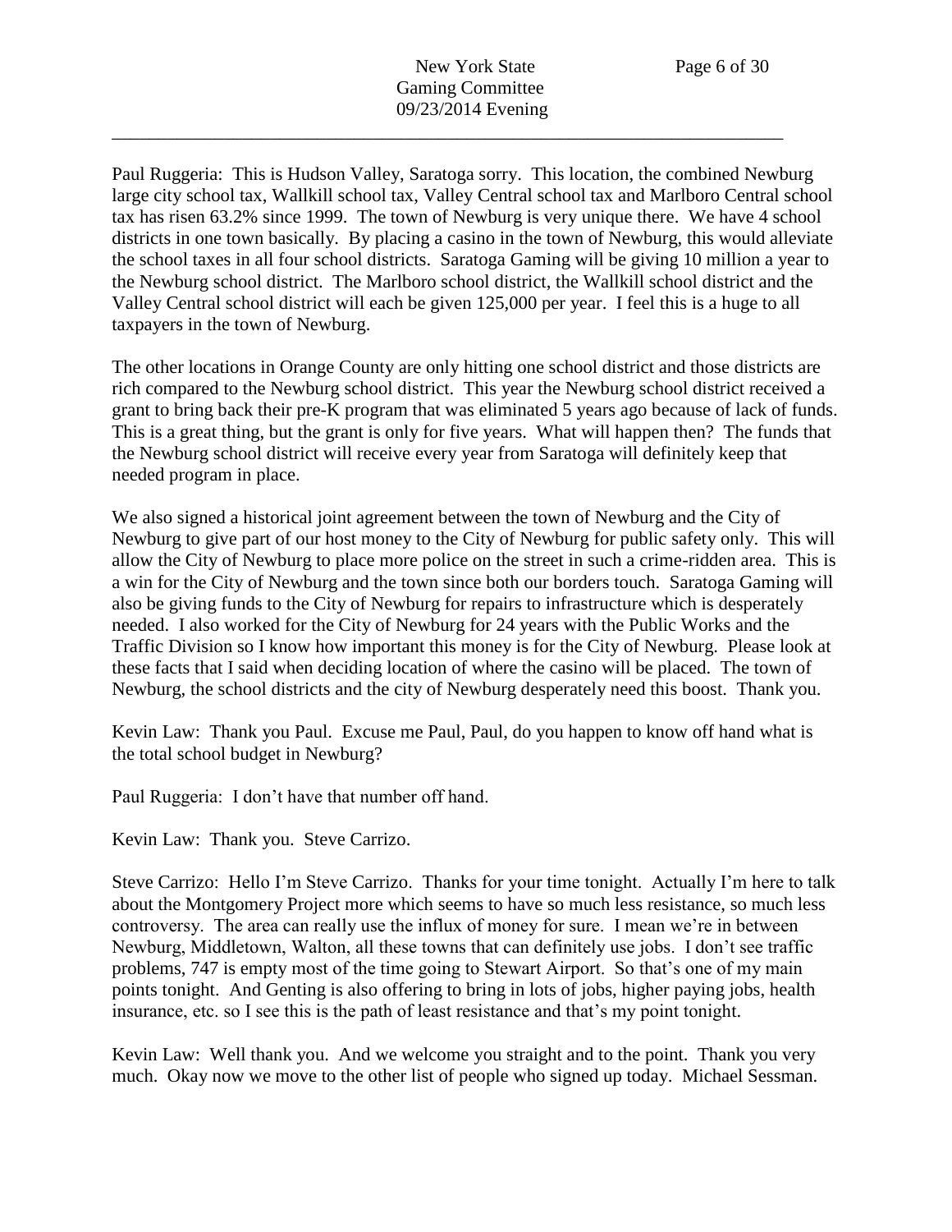Paul Ruggeria: This is Hudson Valley, Saratoga sorry. This location, the combined Newburg large city school tax, Wallkill school tax, Valley Central school tax and Marlboro Central school tax has risen 63.2% since 1999. The town of Newburg is very unique there. We have 4 school districts in one town basically. By placing a casino in the town of Newburg, this would alleviate the school taxes in all four school districts. Saratoga Gaming will be giving 10 million a year to the Newburg school district. The Marlboro school district, the Wallkill school district and the Valley Central school district will each be given 125,000 per year. I feel this is a huge to all taxpayers in the town of Newburg.

The other locations in Orange County are only hitting one school district and those districts are rich compared to the Newburg school district. This year the Newburg school district received a grant to bring back their pre-K program that was eliminated 5 years ago because of lack of funds. This is a great thing, but the grant is only for five years. What will happen then? The funds that the Newburg school district will receive every year from Saratoga will definitely keep that needed program in place.

We also signed a historical joint agreement between the town of Newburg and the City of Newburg to give part of our host money to the City of Newburg for public safety only. This will allow the City of Newburg to place more police on the street in such a crime-ridden area. This is a win for the City of Newburg and the town since both our borders touch. Saratoga Gaming will also be giving funds to the City of Newburg for repairs to infrastructure which is desperately needed. I also worked for the City of Newburg for 24 years with the Public Works and the Traffic Division so I know how important this money is for the City of Newburg. Please look at these facts that I said when deciding location of where the casino will be placed. The town of Newburg, the school districts and the city of Newburg desperately need this boost. Thank you.

Kevin Law: Thank you Paul. Excuse me Paul, Paul, do you happen to know off hand what is the total school budget in Newburg?

Paul Ruggeria: I don't have that number off hand.

Kevin Law: Thank you. Steve Carrizo.

Steve Carrizo: Hello I'm Steve Carrizo. Thanks for your time tonight. Actually I'm here to talk about the Montgomery Project more which seems to have so much less resistance, so much less controversy. The area can really use the influx of money for sure. I mean we're in between Newburg, Middletown, Walton, all these towns that can definitely use jobs. I don't see traffic problems, 747 is empty most of the time going to Stewart Airport. So that's one of my main points tonight. And Genting is also offering to bring in lots of jobs, higher paying jobs, health insurance, etc. so I see this is the path of least resistance and that's my point tonight.

Kevin Law: Well thank you. And we welcome you straight and to the point. Thank you very much. Okay now we move to the other list of people who signed up today. Michael Sessman.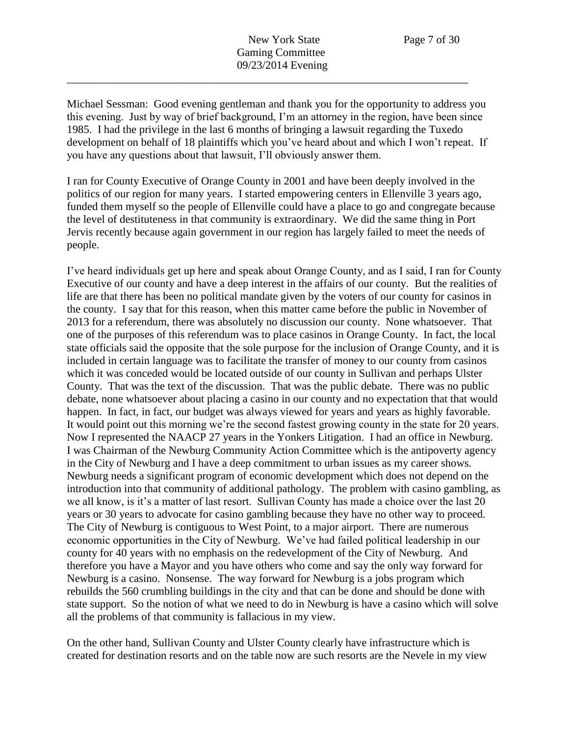Michael Sessman: Good evening gentleman and thank you for the opportunity to address you this evening. Just by way of brief background, I'm an attorney in the region, have been since 1985. I had the privilege in the last 6 months of bringing a lawsuit regarding the Tuxedo development on behalf of 18 plaintiffs which you've heard about and which I won't repeat. If you have any questions about that lawsuit, I'll obviously answer them.

I ran for County Executive of Orange County in 2001 and have been deeply involved in the politics of our region for many years. I started empowering centers in Ellenville 3 years ago, funded them myself so the people of Ellenville could have a place to go and congregate because the level of destituteness in that community is extraordinary. We did the same thing in Port Jervis recently because again government in our region has largely failed to meet the needs of people.

I've heard individuals get up here and speak about Orange County, and as I said, I ran for County Executive of our county and have a deep interest in the affairs of our county. But the realities of life are that there has been no political mandate given by the voters of our county for casinos in the county. I say that for this reason, when this matter came before the public in November of 2013 for a referendum, there was absolutely no discussion our county. None whatsoever. That one of the purposes of this referendum was to place casinos in Orange County. In fact, the local state officials said the opposite that the sole purpose for the inclusion of Orange County, and it is included in certain language was to facilitate the transfer of money to our county from casinos which it was conceded would be located outside of our county in Sullivan and perhaps Ulster County. That was the text of the discussion. That was the public debate. There was no public debate, none whatsoever about placing a casino in our county and no expectation that that would happen. In fact, in fact, our budget was always viewed for years and years as highly favorable. It would point out this morning we're the second fastest growing county in the state for 20 years. Now I represented the NAACP 27 years in the Yonkers Litigation. I had an office in Newburg. I was Chairman of the Newburg Community Action Committee which is the antipoverty agency in the City of Newburg and I have a deep commitment to urban issues as my career shows. Newburg needs a significant program of economic development which does not depend on the introduction into that community of additional pathology. The problem with casino gambling, as we all know, is it's a matter of last resort. Sullivan County has made a choice over the last 20 years or 30 years to advocate for casino gambling because they have no other way to proceed. The City of Newburg is contiguous to West Point, to a major airport. There are numerous economic opportunities in the City of Newburg. We've had failed political leadership in our county for 40 years with no emphasis on the redevelopment of the City of Newburg. And therefore you have a Mayor and you have others who come and say the only way forward for Newburg is a casino. Nonsense. The way forward for Newburg is a jobs program which rebuilds the 560 crumbling buildings in the city and that can be done and should be done with state support. So the notion of what we need to do in Newburg is have a casino which will solve all the problems of that community is fallacious in my view.

On the other hand, Sullivan County and Ulster County clearly have infrastructure which is created for destination resorts and on the table now are such resorts are the Nevele in my view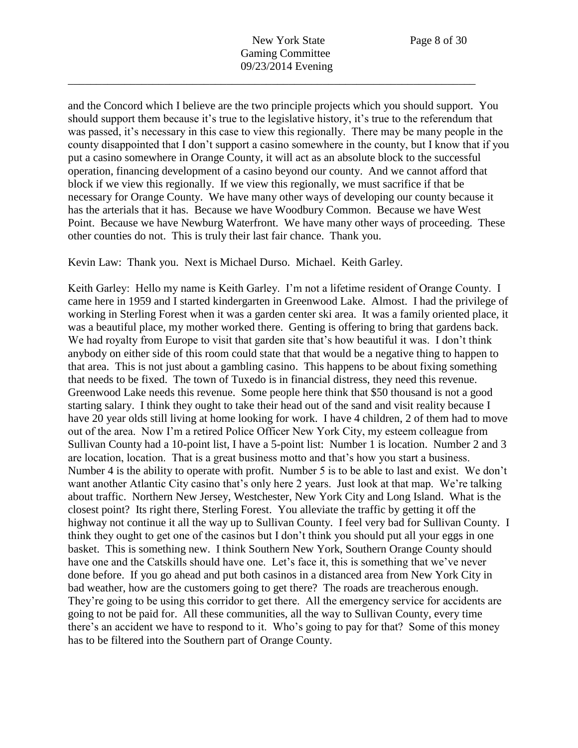and the Concord which I believe are the two principle projects which you should support. You should support them because it's true to the legislative history, it's true to the referendum that was passed, it's necessary in this case to view this regionally. There may be many people in the county disappointed that I don't support a casino somewhere in the county, but I know that if you put a casino somewhere in Orange County, it will act as an absolute block to the successful operation, financing development of a casino beyond our county. And we cannot afford that block if we view this regionally. If we view this regionally, we must sacrifice if that be necessary for Orange County. We have many other ways of developing our county because it has the arterials that it has. Because we have Woodbury Common. Because we have West Point. Because we have Newburg Waterfront. We have many other ways of proceeding. These other counties do not. This is truly their last fair chance. Thank you.

Kevin Law: Thank you. Next is Michael Durso. Michael. Keith Garley.

Keith Garley: Hello my name is Keith Garley. I'm not a lifetime resident of Orange County. I came here in 1959 and I started kindergarten in Greenwood Lake. Almost. I had the privilege of working in Sterling Forest when it was a garden center ski area. It was a family oriented place, it was a beautiful place, my mother worked there. Genting is offering to bring that gardens back. We had royalty from Europe to visit that garden site that's how beautiful it was. I don't think anybody on either side of this room could state that that would be a negative thing to happen to that area. This is not just about a gambling casino. This happens to be about fixing something that needs to be fixed. The town of Tuxedo is in financial distress, they need this revenue. Greenwood Lake needs this revenue. Some people here think that $50 thousand is not a good starting salary. I think they ought to take their head out of the sand and visit reality because I have 20 year olds still living at home looking for work. I have 4 children, 2 of them had to move out of the area. Now I'm a retired Police Officer New York City, my esteem colleague from Sullivan County had a 10-point list, I have a 5-point list: Number 1 is location. Number 2 and 3 are location, location. That is a great business motto and that's how you start a business. Number 4 is the ability to operate with profit. Number 5 is to be able to last and exist. We don't want another Atlantic City casino that's only here 2 years. Just look at that map. We're talking about traffic. Northern New Jersey, Westchester, New York City and Long Island. What is the closest point? Its right there, Sterling Forest. You alleviate the traffic by getting it off the highway not continue it all the way up to Sullivan County. I feel very bad for Sullivan County. I think they ought to get one of the casinos but I don't think you should put all your eggs in one basket. This is something new. I think Southern New York, Southern Orange County should have one and the Catskills should have one. Let's face it, this is something that we've never done before. If you go ahead and put both casinos in a distanced area from New York City in bad weather, how are the customers going to get there? The roads are treacherous enough. They're going to be using this corridor to get there. All the emergency service for accidents are going to not be paid for. All these communities, all the way to Sullivan County, every time there's an accident we have to respond to it. Who's going to pay for that? Some of this money has to be filtered into the Southern part of Orange County.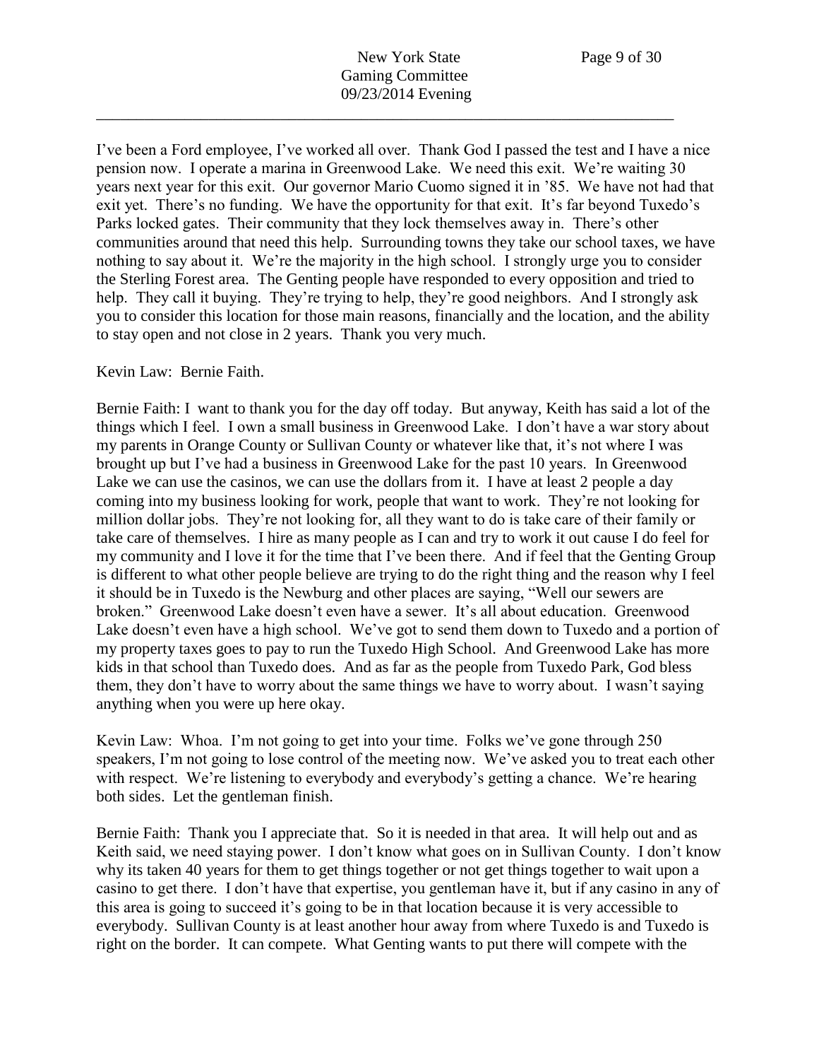I've been a Ford employee, I've worked all over. Thank God I passed the test and I have a nice pension now. I operate a marina in Greenwood Lake. We need this exit. We're waiting 30 years next year for this exit. Our governor Mario Cuomo signed it in '85. We have not had that exit yet. There's no funding. We have the opportunity for that exit. It's far beyond Tuxedo's Parks locked gates. Their community that they lock themselves away in. There's other communities around that need this help. Surrounding towns they take our school taxes, we have nothing to say about it. We're the majority in the high school. I strongly urge you to consider the Sterling Forest area. The Genting people have responded to every opposition and tried to help. They call it buying. They're trying to help, they're good neighbors. And I strongly ask you to consider this location for those main reasons, financially and the location, and the ability to stay open and not close in 2 years. Thank you very much.

Kevin Law: Bernie Faith.

Bernie Faith: I want to thank you for the day off today. But anyway, Keith has said a lot of the things which I feel. I own a small business in Greenwood Lake. I don't have a war story about my parents in Orange County or Sullivan County or whatever like that, it's not where I was brought up but I've had a business in Greenwood Lake for the past 10 years. In Greenwood Lake we can use the casinos, we can use the dollars from it. I have at least 2 people a day coming into my business looking for work, people that want to work. They're not looking for million dollar jobs. They're not looking for, all they want to do is take care of their family or take care of themselves. I hire as many people as I can and try to work it out cause I do feel for my community and I love it for the time that I've been there. And if feel that the Genting Group is different to what other people believe are trying to do the right thing and the reason why I feel it should be in Tuxedo is the Newburg and other places are saying, "Well our sewers are broken." Greenwood Lake doesn't even have a sewer. It's all about education. Greenwood Lake doesn't even have a high school. We've got to send them down to Tuxedo and a portion of my property taxes goes to pay to run the Tuxedo High School. And Greenwood Lake has more kids in that school than Tuxedo does. And as far as the people from Tuxedo Park, God bless them, they don't have to worry about the same things we have to worry about. I wasn't saying anything when you were up here okay.

Kevin Law: Whoa. I'm not going to get into your time. Folks we've gone through 250 speakers, I'm not going to lose control of the meeting now. We've asked you to treat each other with respect. We're listening to everybody and everybody's getting a chance. We're hearing both sides. Let the gentleman finish.

Bernie Faith: Thank you I appreciate that. So it is needed in that area. It will help out and as Keith said, we need staying power. I don't know what goes on in Sullivan County. I don't know why its taken 40 years for them to get things together or not get things together to wait upon a casino to get there. I don't have that expertise, you gentleman have it, but if any casino in any of this area is going to succeed it's going to be in that location because it is very accessible to everybody. Sullivan County is at least another hour away from where Tuxedo is and Tuxedo is right on the border. It can compete. What Genting wants to put there will compete with the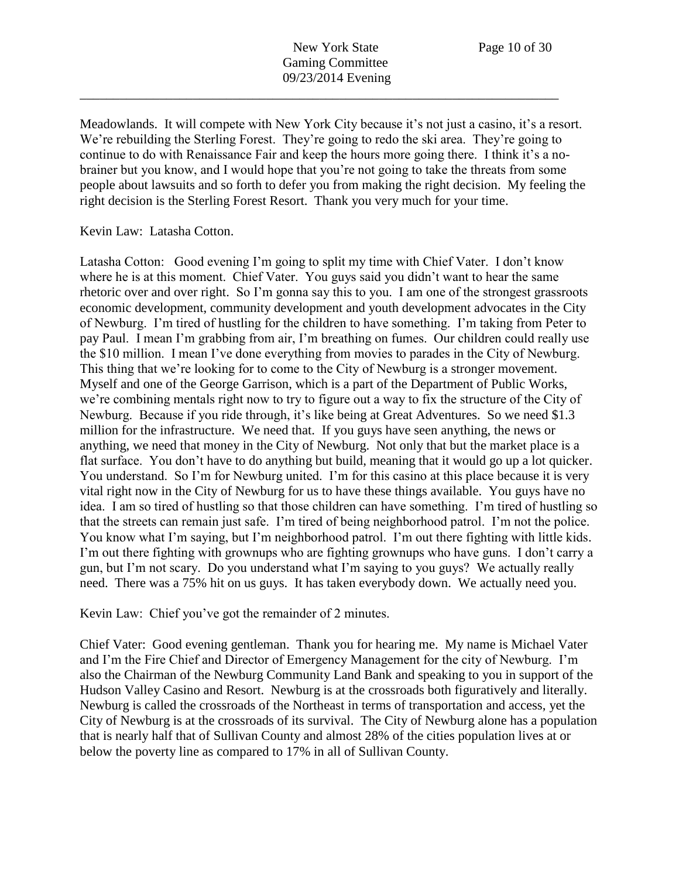Meadowlands. It will compete with New York City because it's not just a casino, it's a resort. We're rebuilding the Sterling Forest. They're going to redo the ski area. They're going to continue to do with Renaissance Fair and keep the hours more going there. I think it's a no-brainer but you know, and I would hope that you're not going to take the threats from some people about lawsuits and so forth to defer you from making the right decision. My feeling the right decision is the Sterling Forest Resort. Thank you very much for your time.

Kevin Law: Latasha Cotton.

Latasha Cotton: Good evening I'm going to split my time with Chief Vater. I don't know where he is at this moment. Chief Vater. You guys said you didn't want to hear the same rhetoric over and over right. So I'm gonna say this to you. I am one of the strongest grassroots economic development, community development and youth development advocates in the City of Newburg. I'm tired of hustling for the children to have something. I'm taking from Peter to pay Paul. I mean I'm grabbing from air, I'm breathing on fumes. Our children could really use the $10 million. I mean I've done everything from movies to parades in the City of Newburg. This thing that we're looking for to come to the City of Newburg is a stronger movement. Myself and one of the George Garrison, which is a part of the Department of Public Works, we're combining mentals right now to try to figure out a way to fix the structure of the City of Newburg. Because if you ride through, it's like being at Great Adventures. So we need $1.3 million for the infrastructure. We need that. If you guys have seen anything, the news or anything, we need that money in the City of Newburg. Not only that but the market place is a flat surface. You don't have to do anything but build, meaning that it would go up a lot quicker. You understand. So I'm for Newburg united. I'm for this casino at this place because it is very vital right now in the City of Newburg for us to have these things available. You guys have no idea. I am so tired of hustling so that those children can have something. I'm tired of hustling so that the streets can remain just safe. I'm tired of being neighborhood patrol. I'm not the police. You know what I'm saying, but I'm neighborhood patrol. I'm out there fighting with little kids. I'm out there fighting with grownups who are fighting grownups who have guns. I don't carry a gun, but I'm not scary. Do you understand what I'm saying to you guys? We actually really need. There was a 75% hit on us guys. It has taken everybody down. We actually need you.

Kevin Law: Chief you've got the remainder of 2 minutes.

Chief Vater: Good evening gentleman. Thank you for hearing me. My name is Michael Vater and I'm the Fire Chief and Director of Emergency Management for the city of Newburg. I'm also the Chairman of the Newburg Community Land Bank and speaking to you in support of the Hudson Valley Casino and Resort. Newburg is at the crossroads both figuratively and literally. Newburg is called the crossroads of the Northeast in terms of transportation and access, yet the City of Newburg is at the crossroads of its survival. The City of Newburg alone has a population that is nearly half that of Sullivan County and almost 28% of the cities population lives at or below the poverty line as compared to 17% in all of Sullivan County.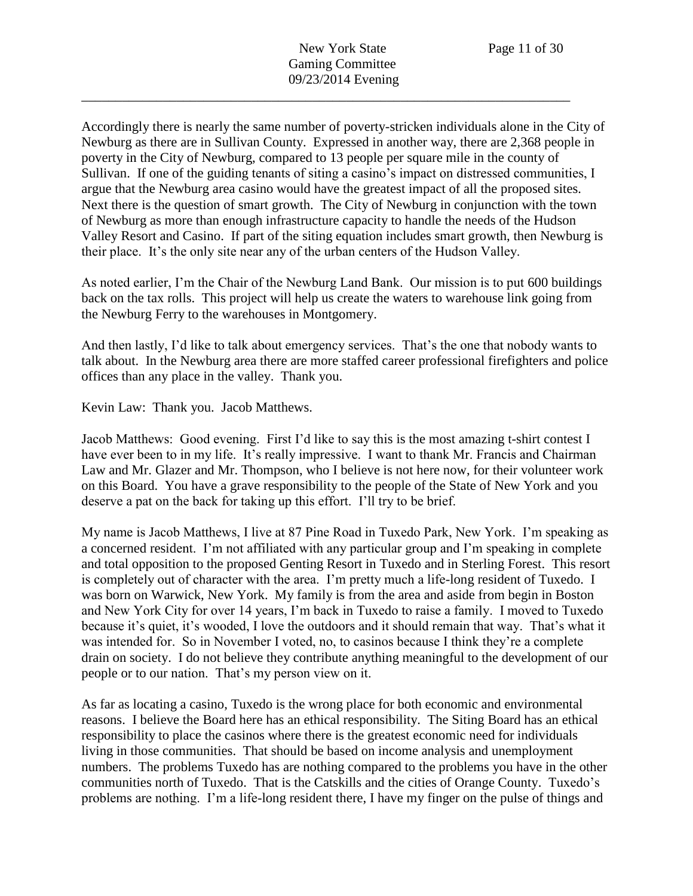Accordingly there is nearly the same number of poverty-stricken individuals alone in the City of Newburg as there are in Sullivan County. Expressed in another way, there are 2,368 people in poverty in the City of Newburg, compared to 13 people per square mile in the county of Sullivan. If one of the guiding tenants of siting a casino's impact on distressed communities, I argue that the Newburg area casino would have the greatest impact of all the proposed sites. Next there is the question of smart growth. The City of Newburg in conjunction with the town of Newburg as more than enough infrastructure capacity to handle the needs of the Hudson Valley Resort and Casino. If part of the siting equation includes smart growth, then Newburg is their place. It's the only site near any of the urban centers of the Hudson Valley.

As noted earlier, I'm the Chair of the Newburg Land Bank. Our mission is to put 600 buildings back on the tax rolls. This project will help us create the waters to warehouse link going from the Newburg Ferry to the warehouses in Montgomery.

And then lastly, I'd like to talk about emergency services. That's the one that nobody wants to talk about. In the Newburg area there are more staffed career professional firefighters and police offices than any place in the valley. Thank you.

Kevin Law: Thank you. Jacob Matthews.

Jacob Matthews: Good evening. First I'd like to say this is the most amazing t-shirt contest I have ever been to in my life. It's really impressive. I want to thank Mr. Francis and Chairman Law and Mr. Glazer and Mr. Thompson, who I believe is not here now, for their volunteer work on this Board. You have a grave responsibility to the people of the State of New York and you deserve a pat on the back for taking up this effort. I'll try to be brief.

My name is Jacob Matthews, I live at 87 Pine Road in Tuxedo Park, New York. I'm speaking as a concerned resident. I'm not affiliated with any particular group and I'm speaking in complete and total opposition to the proposed Genting Resort in Tuxedo and in Sterling Forest. This resort is completely out of character with the area. I'm pretty much a life-long resident of Tuxedo. I was born on Warwick, New York. My family is from the area and aside from begin in Boston and New York City for over 14 years, I'm back in Tuxedo to raise a family. I moved to Tuxedo because it's quiet, it's wooded, I love the outdoors and it should remain that way. That's what it was intended for. So in November I voted, no, to casinos because I think they're a complete drain on society. I do not believe they contribute anything meaningful to the development of our people or to our nation. That's my person view on it.

As far as locating a casino, Tuxedo is the wrong place for both economic and environmental reasons. I believe the Board here has an ethical responsibility. The Siting Board has an ethical responsibility to place the casinos where there is the greatest economic need for individuals living in those communities. That should be based on income analysis and unemployment numbers. The problems Tuxedo has are nothing compared to the problems you have in the other communities north of Tuxedo. That is the Catskills and the cities of Orange County. Tuxedo's problems are nothing. I'm a life-long resident there, I have my finger on the pulse of things and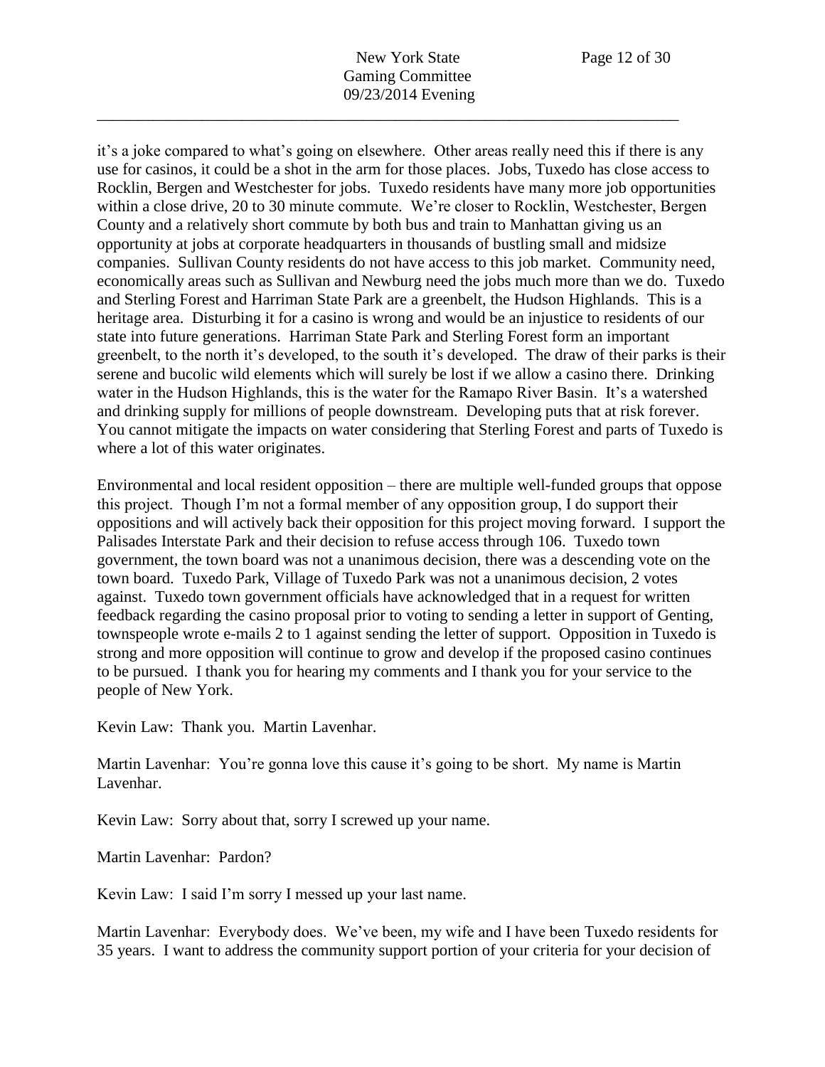it's a joke compared to what's going on elsewhere. Other areas really need this if there is any use for casinos, it could be a shot in the arm for those places. Jobs, Tuxedo has close access to Rocklin, Bergen and Westchester for jobs. Tuxedo residents have many more job opportunities within a close drive, 20 to 30 minute commute. We're closer to Rocklin, Westchester, Bergen County and a relatively short commute by both bus and train to Manhattan giving us an opportunity at jobs at corporate headquarters in thousands of bustling small and midsize companies. Sullivan County residents do not have access to this job market. Community need, economically areas such as Sullivan and Newburg need the jobs much more than we do. Tuxedo and Sterling Forest and Harriman State Park are a greenbelt, the Hudson Highlands. This is a heritage area. Disturbing it for a casino is wrong and would be an injustice to residents of our state into future generations. Harriman State Park and Sterling Forest form an important greenbelt, to the north it's developed, to the south it's developed. The draw of their parks is their serene and bucolic wild elements which will surely be lost if we allow a casino there. Drinking water in the Hudson Highlands, this is the water for the Ramapo River Basin. It's a watershed and drinking supply for millions of people downstream. Developing puts that at risk forever. You cannot mitigate the impacts on water considering that Sterling Forest and parts of Tuxedo is where a lot of this water originates.

Environmental and local resident opposition – there are multiple well-funded groups that oppose this project. Though I'm not a formal member of any opposition group, I do support their oppositions and will actively back their opposition for this project moving forward. I support the Palisades Interstate Park and their decision to refuse access through 106. Tuxedo town government, the town board was not a unanimous decision, there was a descending vote on the town board. Tuxedo Park, Village of Tuxedo Park was not a unanimous decision, 2 votes against. Tuxedo town government officials have acknowledged that in a request for written feedback regarding the casino proposal prior to voting to sending a letter in support of Genting, townspeople wrote e-mails 2 to 1 against sending the letter of support. Opposition in Tuxedo is strong and more opposition will continue to grow and develop if the proposed casino continues to be pursued. I thank you for hearing my comments and I thank you for your service to the people of New York.

Kevin Law: Thank you. Martin Lavenhar.

Martin Lavenhar: You're gonna love this cause it's going to be short. My name is Martin Lavenhar.

Kevin Law: Sorry about that, sorry I screwed up your name.

Martin Lavenhar: Pardon?

Kevin Law: I said I'm sorry I messed up your last name.

Martin Lavenhar: Everybody does. We've been, my wife and I have been Tuxedo residents for 35 years. I want to address the community support portion of your criteria for your decision of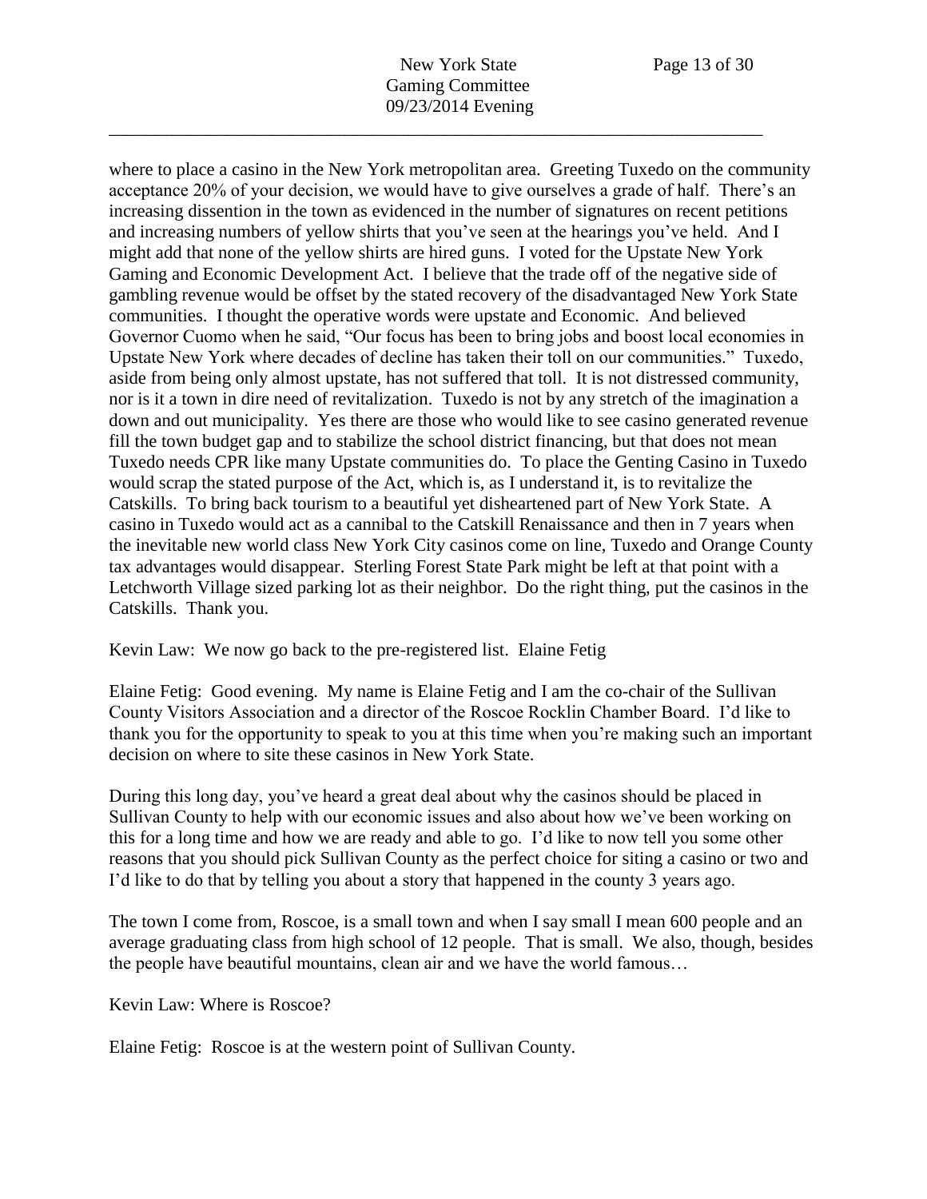where to place a casino in the New York metropolitan area. Greeting Tuxedo on the community acceptance 20% of your decision, we would have to give ourselves a grade of half. There's an increasing dissention in the town as evidenced in the number of signatures on recent petitions and increasing numbers of yellow shirts that you've seen at the hearings you've held. And I might add that none of the yellow shirts are hired guns. I voted for the Upstate New York Gaming and Economic Development Act. I believe that the trade off of the negative side of gambling revenue would be offset by the stated recovery of the disadvantaged New York State communities. I thought the operative words were upstate and Economic. And believed Governor Cuomo when he said, "Our focus has been to bring jobs and boost local economies in Upstate New York where decades of decline has taken their toll on our communities." Tuxedo, aside from being only almost upstate, has not suffered that toll. It is not distressed community, nor is it a town in dire need of revitalization. Tuxedo is not by any stretch of the imagination a down and out municipality. Yes there are those who would like to see casino generated revenue fill the town budget gap and to stabilize the school district financing, but that does not mean Tuxedo needs CPR like many Upstate communities do. To place the Genting Casino in Tuxedo would scrap the stated purpose of the Act, which is, as I understand it, is to revitalize the Catskills. To bring back tourism to a beautiful yet disheartened part of New York State. A casino in Tuxedo would act as a cannibal to the Catskill Renaissance and then in 7 years when the inevitable new world class New York City casinos come on line, Tuxedo and Orange County tax advantages would disappear. Sterling Forest State Park might be left at that point with a Letchworth Village sized parking lot as their neighbor. Do the right thing, put the casinos in the Catskills. Thank you.

Kevin Law: We now go back to the pre-registered list. Elaine Fetig

Elaine Fetig: Good evening. My name is Elaine Fetig and I am the co-chair of the Sullivan County Visitors Association and a director of the Roscoe Rocklin Chamber Board. I'd like to thank you for the opportunity to speak to you at this time when you're making such an important decision on where to site these casinos in New York State.

During this long day, you've heard a great deal about why the casinos should be placed in Sullivan County to help with our economic issues and also about how we've been working on this for a long time and how we are ready and able to go. I'd like to now tell you some other reasons that you should pick Sullivan County as the perfect choice for siting a casino or two and I'd like to do that by telling you about a story that happened in the county 3 years ago.

The town I come from, Roscoe, is a small town and when I say small I mean 600 people and an average graduating class from high school of 12 people. That is small. We also, though, besides the people have beautiful mountains, clean air and we have the world famous…

Kevin Law: Where is Roscoe?

Elaine Fetig: Roscoe is at the western point of Sullivan County.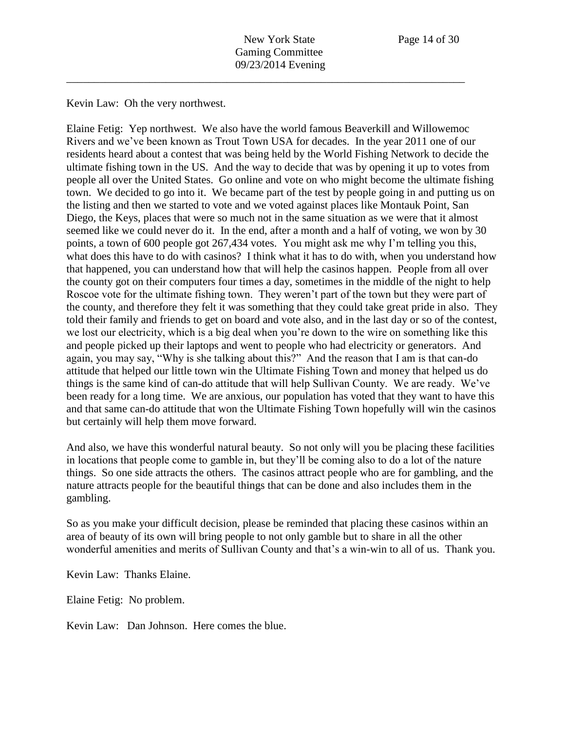Kevin Law: Oh the very northwest.

Elaine Fetig: Yep northwest. We also have the world famous Beaverkill and Willowemoc Rivers and we've been known as Trout Town USA for decades. In the year 2011 one of our residents heard about a contest that was being held by the World Fishing Network to decide the ultimate fishing town in the US. And the way to decide that was by opening it up to votes from people all over the United States. Go online and vote on who might become the ultimate fishing town. We decided to go into it. We became part of the test by people going in and putting us on the listing and then we started to vote and we voted against places like Montauk Point, San Diego, the Keys, places that were so much not in the same situation as we were that it almost seemed like we could never do it. In the end, after a month and a half of voting, we won by 30 points, a town of 600 people got 267,434 votes. You might ask me why I'm telling you this, what does this have to do with casinos? I think what it has to do with, when you understand how that happened, you can understand how that will help the casinos happen. People from all over the county got on their computers four times a day, sometimes in the middle of the night to help Roscoe vote for the ultimate fishing town. They weren't part of the town but they were part of the county, and therefore they felt it was something that they could take great pride in also. They told their family and friends to get on board and vote also, and in the last day or so of the contest, we lost our electricity, which is a big deal when you're down to the wire on something like this and people picked up their laptops and went to people who had electricity or generators. And again, you may say, "Why is she talking about this?" And the reason that I am is that can-do attitude that helped our little town win the Ultimate Fishing Town and money that helped us do things is the same kind of can-do attitude that will help Sullivan County. We are ready. We've been ready for a long time. We are anxious, our population has voted that they want to have this and that same can-do attitude that won the Ultimate Fishing Town hopefully will win the casinos but certainly will help them move forward.

And also, we have this wonderful natural beauty. So not only will you be placing these facilities in locations that people come to gamble in, but they'll be coming also to do a lot of the nature things. So one side attracts the others. The casinos attract people who are for gambling, and the nature attracts people for the beautiful things that can be done and also includes them in the gambling.

So as you make your difficult decision, please be reminded that placing these casinos within an area of beauty of its own will bring people to not only gamble but to share in all the other wonderful amenities and merits of Sullivan County and that's a win-win to all of us. Thank you.

Kevin Law: Thanks Elaine.

Elaine Fetig: No problem.

Kevin Law: Dan Johnson. Here comes the blue.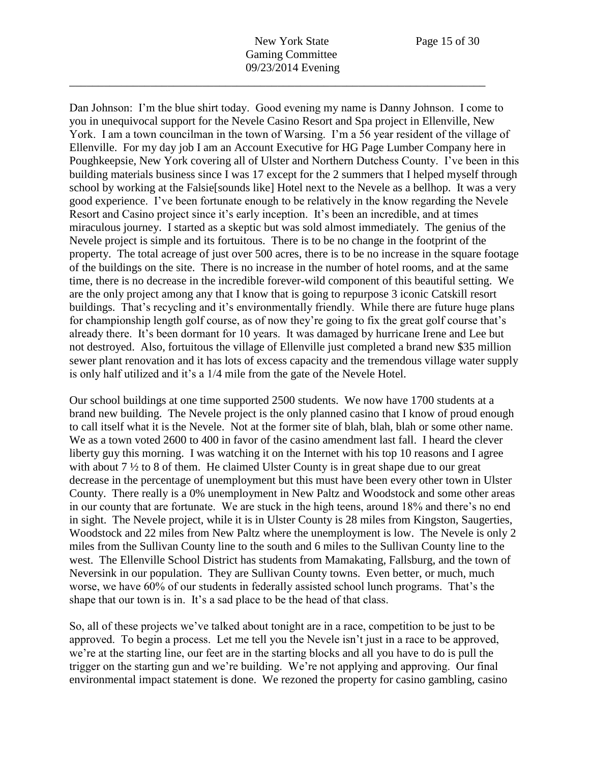Dan Johnson: I'm the blue shirt today. Good evening my name is Danny Johnson. I come to you in unequivocal support for the Nevele Casino Resort and Spa project in Ellenville, New York. I am a town councilman in the town of Warsing. I'm a 56 year resident of the village of Ellenville. For my day job I am an Account Executive for HG Page Lumber Company here in Poughkeepsie, New York covering all of Ulster and Northern Dutchess County. I've been in this building materials business since I was 17 except for the 2 summers that I helped myself through school by working at the Falsie[sounds like] Hotel next to the Nevele as a bellhop. It was a very good experience. I've been fortunate enough to be relatively in the know regarding the Nevele Resort and Casino project since it's early inception. It's been an incredible, and at times miraculous journey. I started as a skeptic but was sold almost immediately. The genius of the Nevele project is simple and its fortuitous. There is to be no change in the footprint of the property. The total acreage of just over 500 acres, there is to be no increase in the square footage of the buildings on the site. There is no increase in the number of hotel rooms, and at the same time, there is no decrease in the incredible forever-wild component of this beautiful setting. We are the only project among any that I know that is going to repurpose 3 iconic Catskill resort buildings. That's recycling and it's environmentally friendly. While there are future huge plans for championship length golf course, as of now they're going to fix the great golf course that's already there. It's been dormant for 10 years. It was damaged by hurricane Irene and Lee but not destroyed. Also, fortuitous the village of Ellenville just completed a brand new $35 million sewer plant renovation and it has lots of excess capacity and the tremendous village water supply is only half utilized and it's a 1/4 mile from the gate of the Nevele Hotel.

Our school buildings at one time supported 2500 students. We now have 1700 students at a brand new building. The Nevele project is the only planned casino that I know of proud enough to call itself what it is the Nevele. Not at the former site of blah, blah, blah or some other name. We as a town voted 2600 to 400 in favor of the casino amendment last fall. I heard the clever liberty guy this morning. I was watching it on the Internet with his top 10 reasons and I agree with about 7 ½ to 8 of them. He claimed Ulster County is in great shape due to our great decrease in the percentage of unemployment but this must have been every other town in Ulster County. There really is a 0% unemployment in New Paltz and Woodstock and some other areas in our county that are fortunate. We are stuck in the high teens, around 18% and there's no end in sight. The Nevele project, while it is in Ulster County is 28 miles from Kingston, Saugerties, Woodstock and 22 miles from New Paltz where the unemployment is low. The Nevele is only 2 miles from the Sullivan County line to the south and 6 miles to the Sullivan County line to the west. The Ellenville School District has students from Mamakating, Fallsburg, and the town of Neversink in our population. They are Sullivan County towns. Even better, or much, much worse, we have 60% of our students in federally assisted school lunch programs. That's the shape that our town is in. It's a sad place to be the head of that class.

So, all of these projects we've talked about tonight are in a race, competition to be just to be approved. To begin a process. Let me tell you the Nevele isn't just in a race to be approved, we're at the starting line, our feet are in the starting blocks and all you have to do is pull the trigger on the starting gun and we're building. We're not applying and approving. Our final environmental impact statement is done. We rezoned the property for casino gambling, casino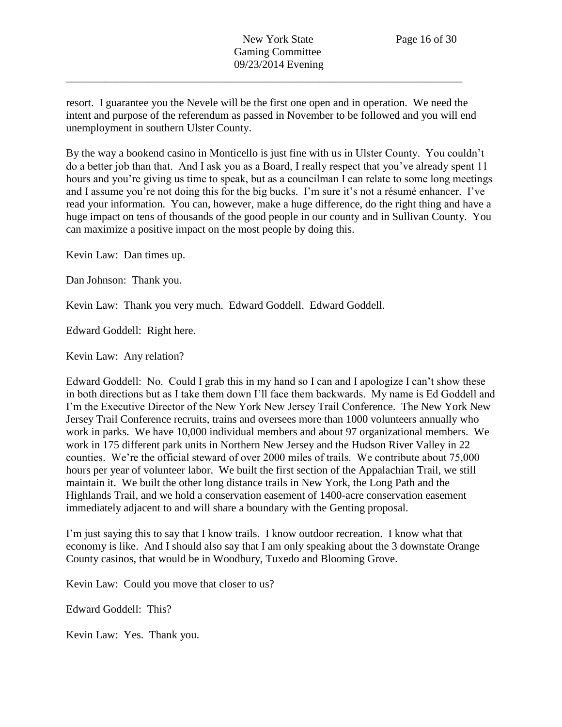resort. I guarantee you the Nevele will be the first one open and in operation. We need the intent and purpose of the referendum as passed in November to be followed and you will end unemployment in southern Ulster County.

By the way a bookend casino in Monticello is just fine with us in Ulster County. You couldn't do a better job than that. And I ask you as a Board, I really respect that you've already spent 11 hours and you're giving us time to speak, but as a councilman I can relate to some long meetings and I assume you're not doing this for the big bucks. I'm sure it's not a résumé enhancer. I've read your information. You can, however, make a huge difference, do the right thing and have a huge impact on tens of thousands of the good people in our county and in Sullivan County. You can maximize a positive impact on the most people by doing this.

Kevin Law: Dan times up.

Dan Johnson: Thank you.

Kevin Law: Thank you very much. Edward Goddell. Edward Goddell.

Edward Goddell: Right here.

Kevin Law: Any relation?

Edward Goddell: No. Could I grab this in my hand so I can and I apologize I can't show these in both directions but as I take them down I'll face them backwards. My name is Ed Goddell and I'm the Executive Director of the New York New Jersey Trail Conference. The New York New Jersey Trail Conference recruits, trains and oversees more than 1000 volunteers annually who work in parks. We have 10,000 individual members and about 97 organizational members. We work in 175 different park units in Northern New Jersey and the Hudson River Valley in 22 counties. We're the official steward of over 2000 miles of trails. We contribute about 75,000 hours per year of volunteer labor. We built the first section of the Appalachian Trail, we still maintain it. We built the other long distance trails in New York, the Long Path and the Highlands Trail, and we hold a conservation easement of 1400-acre conservation easement immediately adjacent to and will share a boundary with the Genting proposal.

I'm just saying this to say that I know trails. I know outdoor recreation. I know what that economy is like. And I should also say that I am only speaking about the 3 downstate Orange County casinos, that would be in Woodbury, Tuxedo and Blooming Grove.

Kevin Law: Could you move that closer to us?

Edward Goddell: This?

Kevin Law: Yes. Thank you.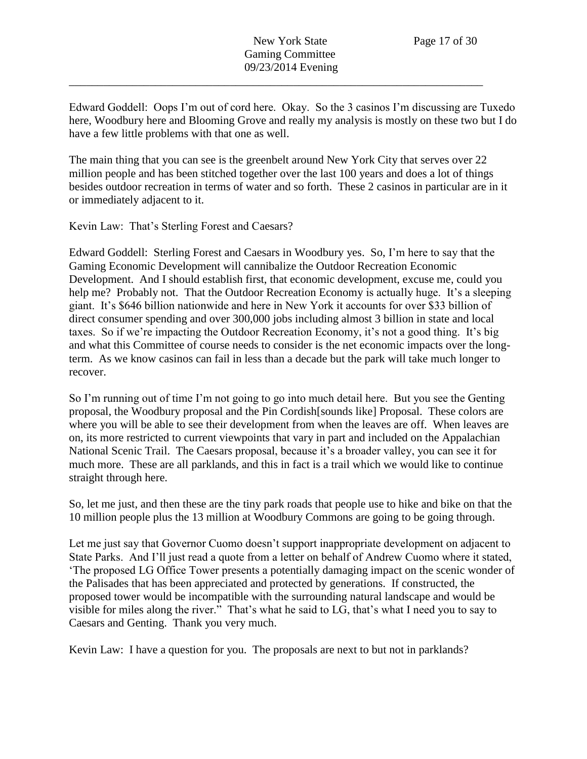Edward Goddell: Oops I'm out of cord here. Okay. So the 3 casinos I'm discussing are Tuxedo here, Woodbury here and Blooming Grove and really my analysis is mostly on these two but I do have a few little problems with that one as well.

The main thing that you can see is the greenbelt around New York City that serves over 22 million people and has been stitched together over the last 100 years and does a lot of things besides outdoor recreation in terms of water and so forth. These 2 casinos in particular are in it or immediately adjacent to it.

Kevin Law: That's Sterling Forest and Caesars?

Edward Goddell: Sterling Forest and Caesars in Woodbury yes. So, I'm here to say that the Gaming Economic Development will cannibalize the Outdoor Recreation Economic Development. And I should establish first, that economic development, excuse me, could you help me? Probably not. That the Outdoor Recreation Economy is actually huge. It's a sleeping giant. It's $646 billion nationwide and here in New York it accounts for over $33 billion of direct consumer spending and over 300,000 jobs including almost 3 billion in state and local taxes. So if we're impacting the Outdoor Recreation Economy, it's not a good thing. It's big and what this Committee of course needs to consider is the net economic impacts over the long-term. As we know casinos can fail in less than a decade but the park will take much longer to recover.

So I'm running out of time I'm not going to go into much detail here. But you see the Genting proposal, the Woodbury proposal and the Pin Cordish[sounds like] Proposal. These colors are where you will be able to see their development from when the leaves are off. When leaves are on, its more restricted to current viewpoints that vary in part and included on the Appalachian National Scenic Trail. The Caesars proposal, because it's a broader valley, you can see it for much more. These are all parklands, and this in fact is a trail which we would like to continue straight through here.

So, let me just, and then these are the tiny park roads that people use to hike and bike on that the 10 million people plus the 13 million at Woodbury Commons are going to be going through.

Let me just say that Governor Cuomo doesn't support inappropriate development on adjacent to State Parks. And I'll just read a quote from a letter on behalf of Andrew Cuomo where it stated, 'The proposed LG Office Tower presents a potentially damaging impact on the scenic wonder of the Palisades that has been appreciated and protected by generations. If constructed, the proposed tower would be incompatible with the surrounding natural landscape and would be visible for miles along the river." That's what he said to LG, that's what I need you to say to Caesars and Genting. Thank you very much.

Kevin Law: I have a question for you. The proposals are next to but not in parklands?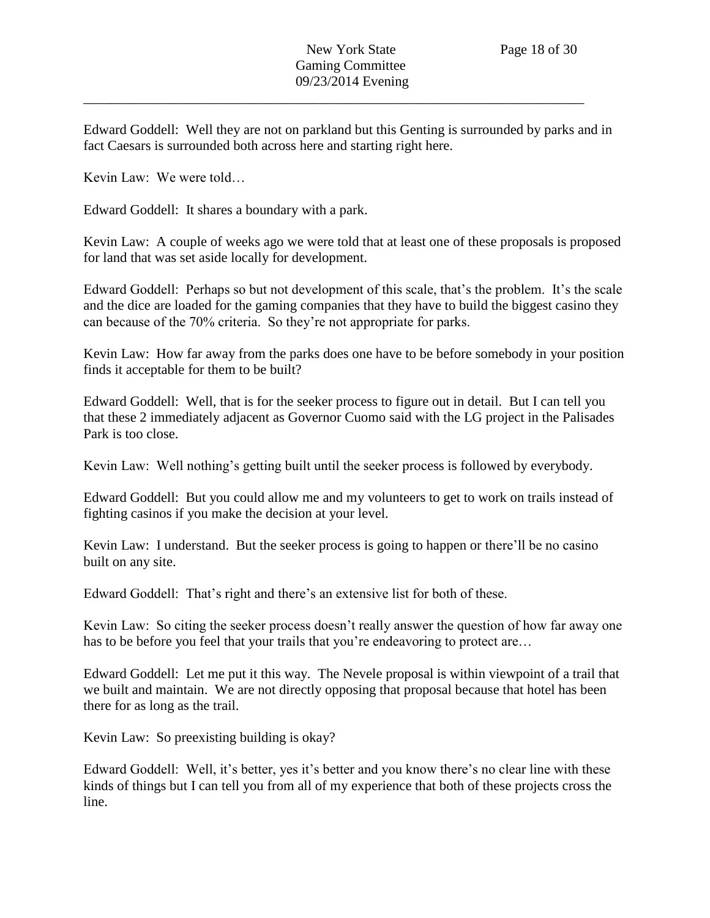Edward Goddell: Well they are not on parkland but this Genting is surrounded by parks and in fact Caesars is surrounded both across here and starting right here.

Kevin Law: We were told…

Edward Goddell: It shares a boundary with a park.

Kevin Law: A couple of weeks ago we were told that at least one of these proposals is proposed for land that was set aside locally for development.

Edward Goddell: Perhaps so but not development of this scale, that's the problem. It's the scale and the dice are loaded for the gaming companies that they have to build the biggest casino they can because of the 70% criteria. So they're not appropriate for parks.

Kevin Law: How far away from the parks does one have to be before somebody in your position finds it acceptable for them to be built?

Edward Goddell: Well, that is for the seeker process to figure out in detail. But I can tell you that these 2 immediately adjacent as Governor Cuomo said with the LG project in the Palisades Park is too close.

Kevin Law: Well nothing's getting built until the seeker process is followed by everybody.

Edward Goddell: But you could allow me and my volunteers to get to work on trails instead of fighting casinos if you make the decision at your level.

Kevin Law: I understand. But the seeker process is going to happen or there'll be no casino built on any site.

Edward Goddell: That's right and there's an extensive list for both of these.

Kevin Law: So citing the seeker process doesn't really answer the question of how far away one has to be before you feel that your trails that you're endeavoring to protect are…

Edward Goddell: Let me put it this way. The Nevele proposal is within viewpoint of a trail that we built and maintain. We are not directly opposing that proposal because that hotel has been there for as long as the trail.

Kevin Law: So preexisting building is okay?

Edward Goddell: Well, it's better, yes it's better and you know there's no clear line with these kinds of things but I can tell you from all of my experience that both of these projects cross the line.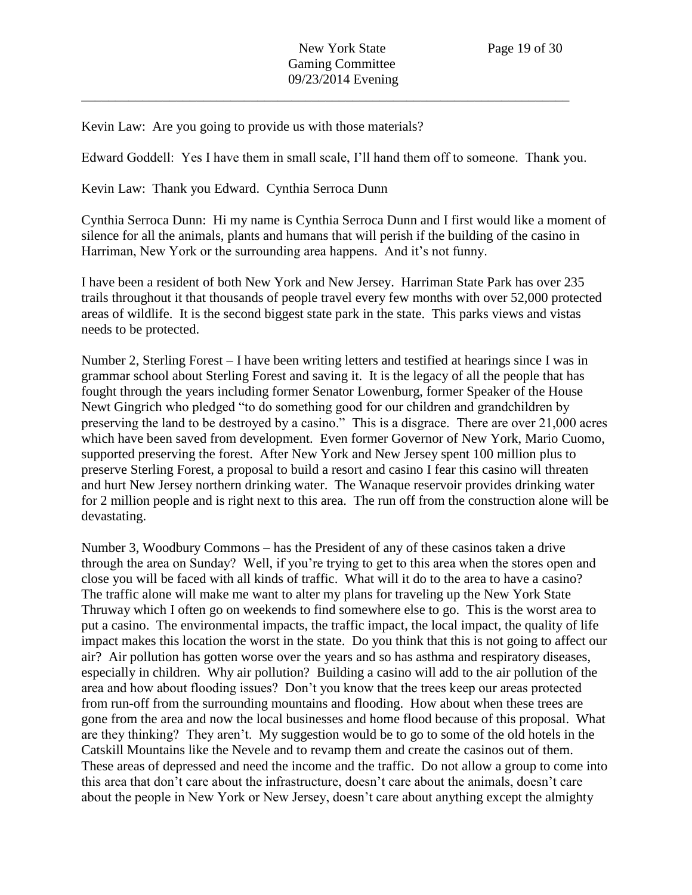Kevin Law: Are you going to provide us with those materials?

Edward Goddell: Yes I have them in small scale, I'll hand them off to someone. Thank you.

Kevin Law: Thank you Edward. Cynthia Serroca Dunn

Cynthia Serroca Dunn: Hi my name is Cynthia Serroca Dunn and I first would like a moment of silence for all the animals, plants and humans that will perish if the building of the casino in Harriman, New York or the surrounding area happens. And it's not funny.

I have been a resident of both New York and New Jersey. Harriman State Park has over 235 trails throughout it that thousands of people travel every few months with over 52,000 protected areas of wildlife. It is the second biggest state park in the state. This parks views and vistas needs to be protected.

Number 2, Sterling Forest – I have been writing letters and testified at hearings since I was in grammar school about Sterling Forest and saving it. It is the legacy of all the people that has fought through the years including former Senator Lowenburg, former Speaker of the House Newt Gingrich who pledged "to do something good for our children and grandchildren by preserving the land to be destroyed by a casino." This is a disgrace. There are over 21,000 acres which have been saved from development. Even former Governor of New York, Mario Cuomo, supported preserving the forest. After New York and New Jersey spent 100 million plus to preserve Sterling Forest, a proposal to build a resort and casino I fear this casino will threaten and hurt New Jersey northern drinking water. The Wanaque reservoir provides drinking water for 2 million people and is right next to this area. The run off from the construction alone will be devastating.

Number 3, Woodbury Commons – has the President of any of these casinos taken a drive through the area on Sunday? Well, if you're trying to get to this area when the stores open and close you will be faced with all kinds of traffic. What will it do to the area to have a casino? The traffic alone will make me want to alter my plans for traveling up the New York State Thruway which I often go on weekends to find somewhere else to go. This is the worst area to put a casino. The environmental impacts, the traffic impact, the local impact, the quality of life impact makes this location the worst in the state. Do you think that this is not going to affect our air? Air pollution has gotten worse over the years and so has asthma and respiratory diseases, especially in children. Why air pollution? Building a casino will add to the air pollution of the area and how about flooding issues? Don't you know that the trees keep our areas protected from run-off from the surrounding mountains and flooding. How about when these trees are gone from the area and now the local businesses and home flood because of this proposal. What are they thinking? They aren't. My suggestion would be to go to some of the old hotels in the Catskill Mountains like the Nevele and to revamp them and create the casinos out of them. These areas of depressed and need the income and the traffic. Do not allow a group to come into this area that don't care about the infrastructure, doesn't care about the animals, doesn't care about the people in New York or New Jersey, doesn't care about anything except the almighty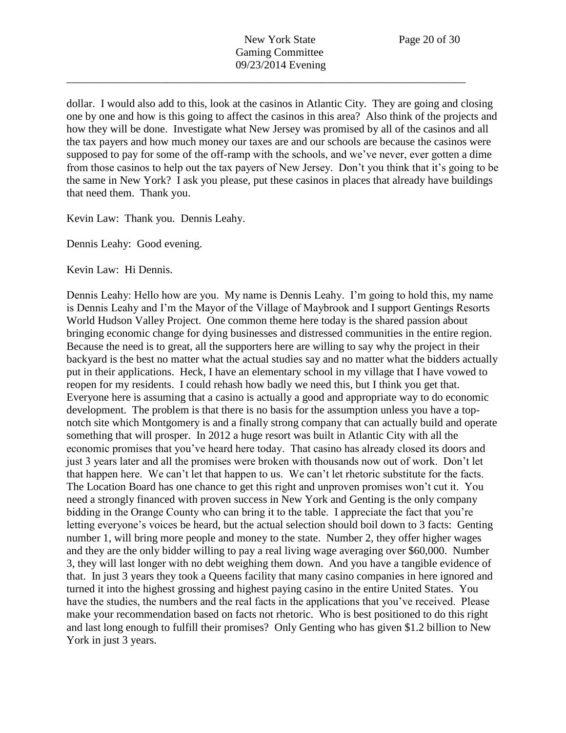dollar. I would also add to this, look at the casinos in Atlantic City. They are going and closing one by one and how is this going to affect the casinos in this area? Also think of the projects and how they will be done. Investigate what New Jersey was promised by all of the casinos and all the tax payers and how much money our taxes are and our schools are because the casinos were supposed to pay for some of the off-ramp with the schools, and we've never, ever gotten a dime from those casinos to help out the tax payers of New Jersey. Don't you think that it's going to be the same in New York? I ask you please, put these casinos in places that already have buildings that need them. Thank you.

Kevin Law: Thank you. Dennis Leahy.

Dennis Leahy: Good evening.

Kevin Law: Hi Dennis.

Dennis Leahy: Hello how are you. My name is Dennis Leahy. I'm going to hold this, my name is Dennis Leahy and I'm the Mayor of the Village of Maybrook and I support Gentings Resorts World Hudson Valley Project. One common theme here today is the shared passion about bringing economic change for dying businesses and distressed communities in the entire region. Because the need is to great, all the supporters here are willing to say why the project in their backyard is the best no matter what the actual studies say and no matter what the bidders actually put in their applications. Heck, I have an elementary school in my village that I have vowed to reopen for my residents. I could rehash how badly we need this, but I think you get that. Everyone here is assuming that a casino is actually a good and appropriate way to do economic development. The problem is that there is no basis for the assumption unless you have a top-notch site which Montgomery is and a finally strong company that can actually build and operate something that will prosper. In 2012 a huge resort was built in Atlantic City with all the economic promises that you've heard here today. That casino has already closed its doors and just 3 years later and all the promises were broken with thousands now out of work. Don't let that happen here. We can't let that happen to us. We can't let rhetoric substitute for the facts. The Location Board has one chance to get this right and unproven promises won't cut it. You need a strongly financed with proven success in New York and Genting is the only company bidding in the Orange County who can bring it to the table. I appreciate the fact that you're letting everyone's voices be heard, but the actual selection should boil down to 3 facts: Genting number 1, will bring more people and money to the state. Number 2, they offer higher wages and they are the only bidder willing to pay a real living wage averaging over $60,000. Number 3, they will last longer with no debt weighing them down. And you have a tangible evidence of that. In just 3 years they took a Queens facility that many casino companies in here ignored and turned it into the highest grossing and highest paying casino in the entire United States. You have the studies, the numbers and the real facts in the applications that you've received. Please make your recommendation based on facts not rhetoric. Who is best positioned to do this right and last long enough to fulfill their promises? Only Genting who has given $1.2 billion to New York in just 3 years.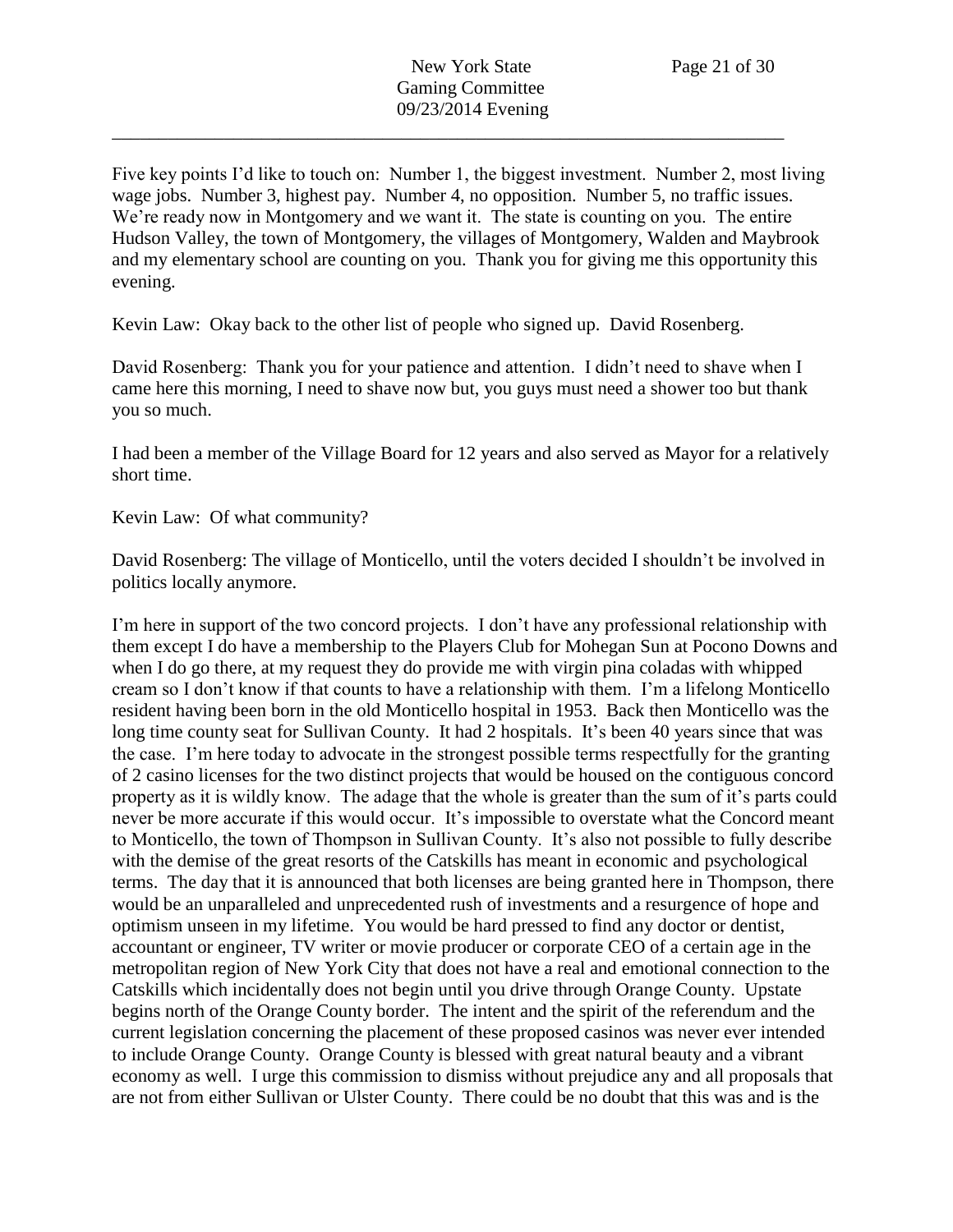Five key points I'd like to touch on: Number 1, the biggest investment. Number 2, most living wage jobs. Number 3, highest pay. Number 4, no opposition. Number 5, no traffic issues. We're ready now in Montgomery and we want it. The state is counting on you. The entire Hudson Valley, the town of Montgomery, the villages of Montgomery, Walden and Maybrook and my elementary school are counting on you. Thank you for giving me this opportunity this evening.

Kevin Law: Okay back to the other list of people who signed up. David Rosenberg.

David Rosenberg: Thank you for your patience and attention. I didn't need to shave when I came here this morning, I need to shave now but, you guys must need a shower too but thank you so much.

I had been a member of the Village Board for 12 years and also served as Mayor for a relatively short time.

Kevin Law: Of what community?

David Rosenberg: The village of Monticello, until the voters decided I shouldn't be involved in politics locally anymore.

I'm here in support of the two concord projects. I don't have any professional relationship with them except I do have a membership to the Players Club for Mohegan Sun at Pocono Downs and when I do go there, at my request they do provide me with virgin pina coladas with whipped cream so I don't know if that counts to have a relationship with them. I'm a lifelong Monticello resident having been born in the old Monticello hospital in 1953. Back then Monticello was the long time county seat for Sullivan County. It had 2 hospitals. It's been 40 years since that was the case. I'm here today to advocate in the strongest possible terms respectfully for the granting of 2 casino licenses for the two distinct projects that would be housed on the contiguous concord property as it is wildly know. The adage that the whole is greater than the sum of it's parts could never be more accurate if this would occur. It's impossible to overstate what the Concord meant to Monticello, the town of Thompson in Sullivan County. It's also not possible to fully describe with the demise of the great resorts of the Catskills has meant in economic and psychological terms. The day that it is announced that both licenses are being granted here in Thompson, there would be an unparalleled and unprecedented rush of investments and a resurgence of hope and optimism unseen in my lifetime. You would be hard pressed to find any doctor or dentist, accountant or engineer, TV writer or movie producer or corporate CEO of a certain age in the metropolitan region of New York City that does not have a real and emotional connection to the Catskills which incidentally does not begin until you drive through Orange County. Upstate begins north of the Orange County border. The intent and the spirit of the referendum and the current legislation concerning the placement of these proposed casinos was never ever intended to include Orange County. Orange County is blessed with great natural beauty and a vibrant economy as well. I urge this commission to dismiss without prejudice any and all proposals that are not from either Sullivan or Ulster County. There could be no doubt that this was and is the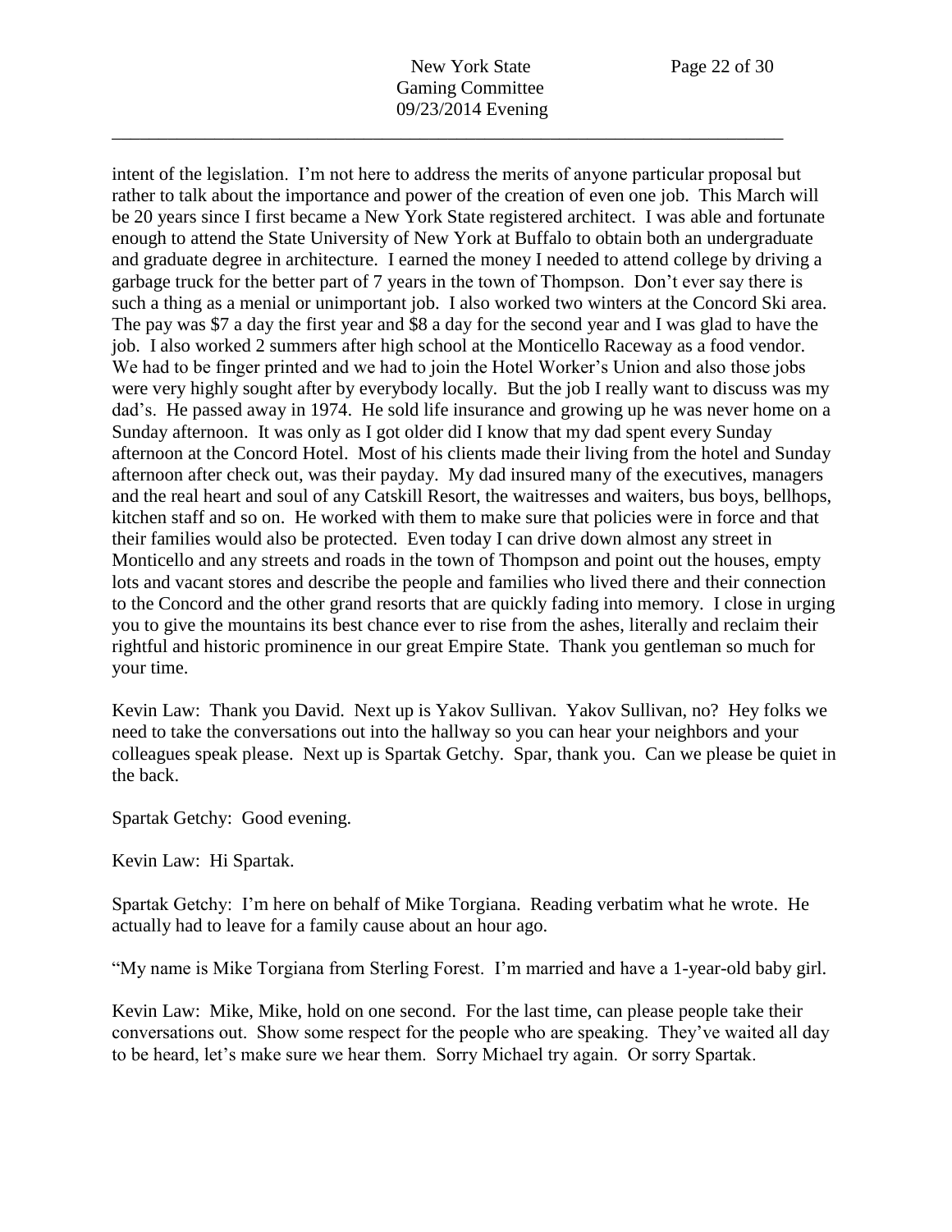intent of the legislation. I'm not here to address the merits of anyone particular proposal but rather to talk about the importance and power of the creation of even one job. This March will be 20 years since I first became a New York State registered architect. I was able and fortunate enough to attend the State University of New York at Buffalo to obtain both an undergraduate and graduate degree in architecture. I earned the money I needed to attend college by driving a garbage truck for the better part of 7 years in the town of Thompson. Don't ever say there is such a thing as a menial or unimportant job. I also worked two winters at the Concord Ski area. The pay was $7 a day the first year and $8 a day for the second year and I was glad to have the job. I also worked 2 summers after high school at the Monticello Raceway as a food vendor. We had to be finger printed and we had to join the Hotel Worker's Union and also those jobs were very highly sought after by everybody locally. But the job I really want to discuss was my dad's. He passed away in 1974. He sold life insurance and growing up he was never home on a Sunday afternoon. It was only as I got older did I know that my dad spent every Sunday afternoon at the Concord Hotel. Most of his clients made their living from the hotel and Sunday afternoon after check out, was their payday. My dad insured many of the executives, managers and the real heart and soul of any Catskill Resort, the waitresses and waiters, bus boys, bellhops, kitchen staff and so on. He worked with them to make sure that policies were in force and that their families would also be protected. Even today I can drive down almost any street in Monticello and any streets and roads in the town of Thompson and point out the houses, empty lots and vacant stores and describe the people and families who lived there and their connection to the Concord and the other grand resorts that are quickly fading into memory. I close in urging you to give the mountains its best chance ever to rise from the ashes, literally and reclaim their rightful and historic prominence in our great Empire State. Thank you gentleman so much for your time.

Kevin Law: Thank you David. Next up is Yakov Sullivan. Yakov Sullivan, no? Hey folks we need to take the conversations out into the hallway so you can hear your neighbors and your colleagues speak please. Next up is Spartak Getchy. Spar, thank you. Can we please be quiet in the back.

Spartak Getchy: Good evening.

Kevin Law: Hi Spartak.

Spartak Getchy: I'm here on behalf of Mike Torgiana. Reading verbatim what he wrote. He actually had to leave for a family cause about an hour ago.

"My name is Mike Torgiana from Sterling Forest. I'm married and have a 1-year-old baby girl.

Kevin Law: Mike, Mike, hold on one second. For the last time, can please people take their conversations out. Show some respect for the people who are speaking. They've waited all day to be heard, let's make sure we hear them. Sorry Michael try again. Or sorry Spartak.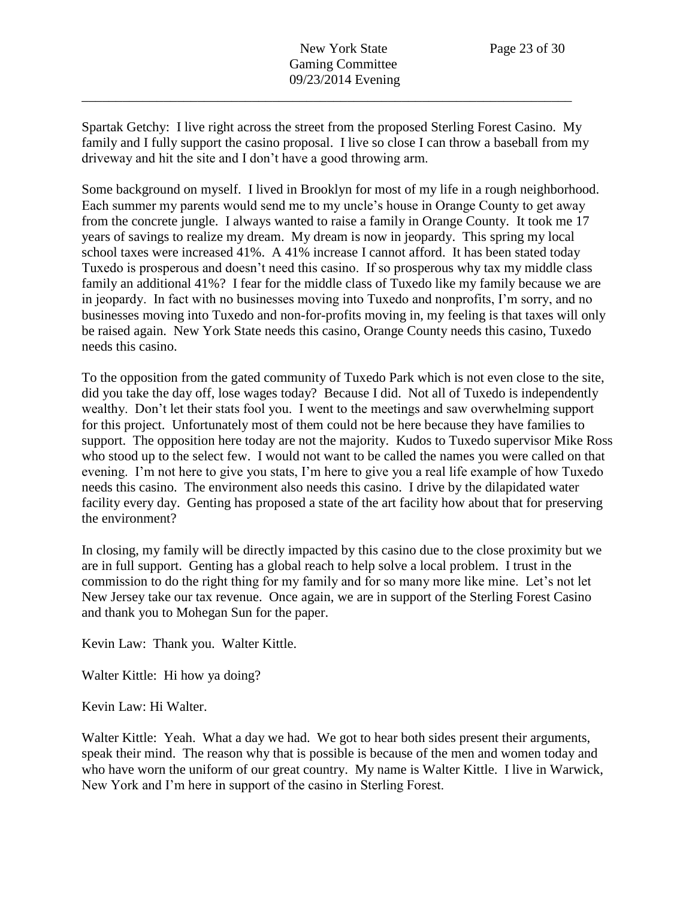Spartak Getchy: I live right across the street from the proposed Sterling Forest Casino. My family and I fully support the casino proposal. I live so close I can throw a baseball from my driveway and hit the site and I don't have a good throwing arm.

Some background on myself. I lived in Brooklyn for most of my life in a rough neighborhood. Each summer my parents would send me to my uncle's house in Orange County to get away from the concrete jungle. I always wanted to raise a family in Orange County. It took me 17 years of savings to realize my dream. My dream is now in jeopardy. This spring my local school taxes were increased 41%. A 41% increase I cannot afford. It has been stated today Tuxedo is prosperous and doesn't need this casino. If so prosperous why tax my middle class family an additional 41%? I fear for the middle class of Tuxedo like my family because we are in jeopardy. In fact with no businesses moving into Tuxedo and nonprofits, I'm sorry, and no businesses moving into Tuxedo and non-for-profits moving in, my feeling is that taxes will only be raised again. New York State needs this casino, Orange County needs this casino, Tuxedo needs this casino.

To the opposition from the gated community of Tuxedo Park which is not even close to the site, did you take the day off, lose wages today? Because I did. Not all of Tuxedo is independently wealthy. Don't let their stats fool you. I went to the meetings and saw overwhelming support for this project. Unfortunately most of them could not be here because they have families to support. The opposition here today are not the majority. Kudos to Tuxedo supervisor Mike Ross who stood up to the select few. I would not want to be called the names you were called on that evening. I'm not here to give you stats, I'm here to give you a real life example of how Tuxedo needs this casino. The environment also needs this casino. I drive by the dilapidated water facility every day. Genting has proposed a state of the art facility how about that for preserving the environment?

In closing, my family will be directly impacted by this casino due to the close proximity but we are in full support. Genting has a global reach to help solve a local problem. I trust in the commission to do the right thing for my family and for so many more like mine. Let's not let New Jersey take our tax revenue. Once again, we are in support of the Sterling Forest Casino and thank you to Mohegan Sun for the paper.

Kevin Law: Thank you. Walter Kittle.

Walter Kittle: Hi how ya doing?

Kevin Law: Hi Walter.

Walter Kittle: Yeah. What a day we had. We got to hear both sides present their arguments, speak their mind. The reason why that is possible is because of the men and women today and who have worn the uniform of our great country. My name is Walter Kittle. I live in Warwick, New York and I'm here in support of the casino in Sterling Forest.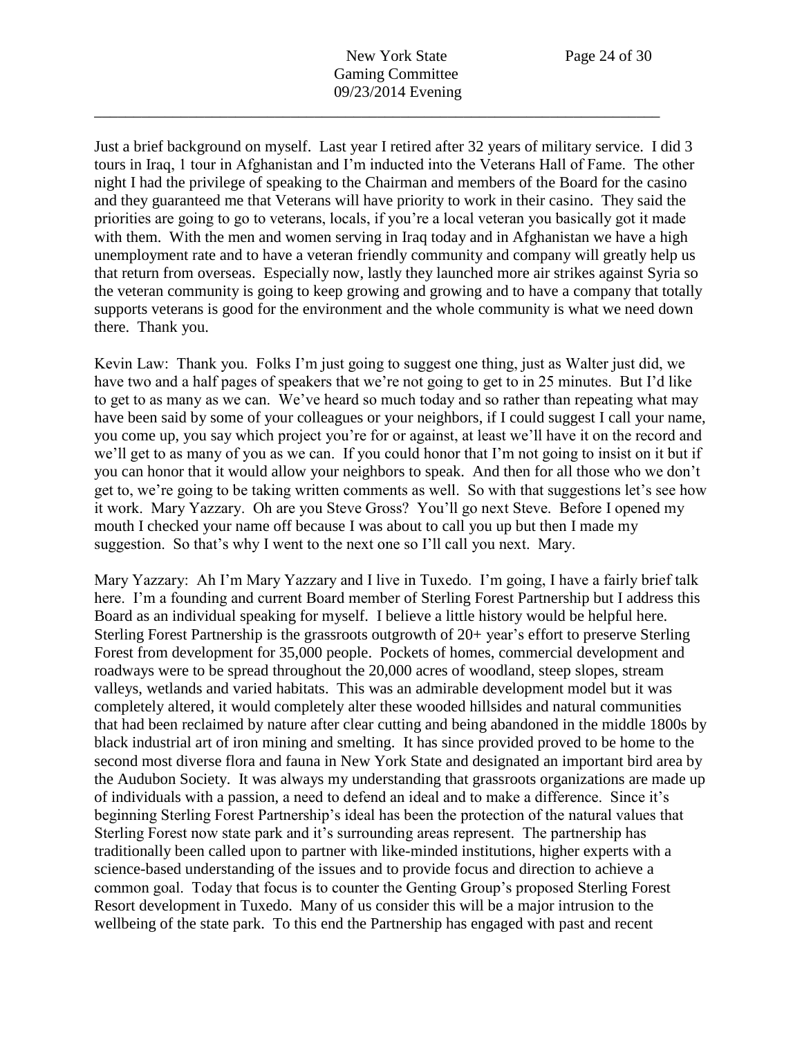Just a brief background on myself. Last year I retired after 32 years of military service. I did 3 tours in Iraq, 1 tour in Afghanistan and I'm inducted into the Veterans Hall of Fame. The other night I had the privilege of speaking to the Chairman and members of the Board for the casino and they guaranteed me that Veterans will have priority to work in their casino. They said the priorities are going to go to veterans, locals, if you're a local veteran you basically got it made with them. With the men and women serving in Iraq today and in Afghanistan we have a high unemployment rate and to have a veteran friendly community and company will greatly help us that return from overseas. Especially now, lastly they launched more air strikes against Syria so the veteran community is going to keep growing and growing and to have a company that totally supports veterans is good for the environment and the whole community is what we need down there. Thank you.

Kevin Law: Thank you. Folks I'm just going to suggest one thing, just as Walter just did, we have two and a half pages of speakers that we're not going to get to in 25 minutes. But I'd like to get to as many as we can. We've heard so much today and so rather than repeating what may have been said by some of your colleagues or your neighbors, if I could suggest I call your name, you come up, you say which project you're for or against, at least we'll have it on the record and we'll get to as many of you as we can. If you could honor that I'm not going to insist on it but if you can honor that it would allow your neighbors to speak. And then for all those who we don't get to, we're going to be taking written comments as well. So with that suggestions let's see how it work. Mary Yazzary. Oh are you Steve Gross? You'll go next Steve. Before I opened my mouth I checked your name off because I was about to call you up but then I made my suggestion. So that's why I went to the next one so I'll call you next. Mary.

Mary Yazzary: Ah I'm Mary Yazzary and I live in Tuxedo. I'm going, I have a fairly brief talk here. I'm a founding and current Board member of Sterling Forest Partnership but I address this Board as an individual speaking for myself. I believe a little history would be helpful here. Sterling Forest Partnership is the grassroots outgrowth of 20+ year's effort to preserve Sterling Forest from development for 35,000 people. Pockets of homes, commercial development and roadways were to be spread throughout the 20,000 acres of woodland, steep slopes, stream valleys, wetlands and varied habitats. This was an admirable development model but it was completely altered, it would completely alter these wooded hillsides and natural communities that had been reclaimed by nature after clear cutting and being abandoned in the middle 1800s by black industrial art of iron mining and smelting. It has since provided proved to be home to the second most diverse flora and fauna in New York State and designated an important bird area by the Audubon Society. It was always my understanding that grassroots organizations are made up of individuals with a passion, a need to defend an ideal and to make a difference. Since it's beginning Sterling Forest Partnership's ideal has been the protection of the natural values that Sterling Forest now state park and it's surrounding areas represent. The partnership has traditionally been called upon to partner with like-minded institutions, higher experts with a science-based understanding of the issues and to provide focus and direction to achieve a common goal. Today that focus is to counter the Genting Group's proposed Sterling Forest Resort development in Tuxedo. Many of us consider this will be a major intrusion to the wellbeing of the state park. To this end the Partnership has engaged with past and recent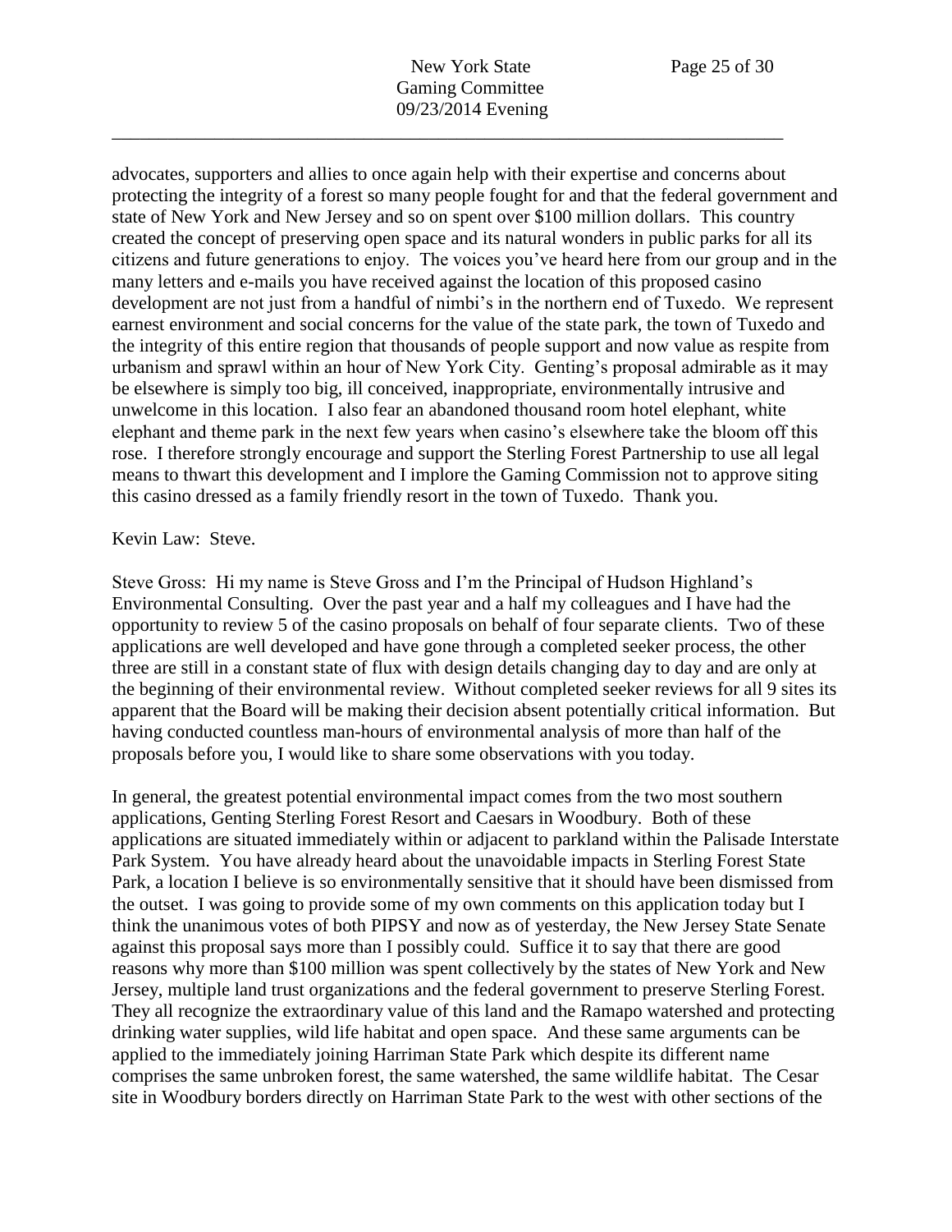advocates, supporters and allies to once again help with their expertise and concerns about protecting the integrity of a forest so many people fought for and that the federal government and state of New York and New Jersey and so on spent over $100 million dollars. This country created the concept of preserving open space and its natural wonders in public parks for all its citizens and future generations to enjoy. The voices you've heard here from our group and in the many letters and e-mails you have received against the location of this proposed casino development are not just from a handful of nimbi's in the northern end of Tuxedo. We represent earnest environment and social concerns for the value of the state park, the town of Tuxedo and the integrity of this entire region that thousands of people support and now value as respite from urbanism and sprawl within an hour of New York City. Genting's proposal admirable as it may be elsewhere is simply too big, ill conceived, inappropriate, environmentally intrusive and unwelcome in this location. I also fear an abandoned thousand room hotel elephant, white elephant and theme park in the next few years when casino's elsewhere take the bloom off this rose. I therefore strongly encourage and support the Sterling Forest Partnership to use all legal means to thwart this development and I implore the Gaming Commission not to approve siting this casino dressed as a family friendly resort in the town of Tuxedo. Thank you.

Kevin Law: Steve.

Steve Gross: Hi my name is Steve Gross and I'm the Principal of Hudson Highland's Environmental Consulting. Over the past year and a half my colleagues and I have had the opportunity to review 5 of the casino proposals on behalf of four separate clients. Two of these applications are well developed and have gone through a completed seeker process, the other three are still in a constant state of flux with design details changing day to day and are only at the beginning of their environmental review. Without completed seeker reviews for all 9 sites its apparent that the Board will be making their decision absent potentially critical information. But having conducted countless man-hours of environmental analysis of more than half of the proposals before you, I would like to share some observations with you today.

In general, the greatest potential environmental impact comes from the two most southern applications, Genting Sterling Forest Resort and Caesars in Woodbury. Both of these applications are situated immediately within or adjacent to parkland within the Palisade Interstate Park System. You have already heard about the unavoidable impacts in Sterling Forest State Park, a location I believe is so environmentally sensitive that it should have been dismissed from the outset. I was going to provide some of my own comments on this application today but I think the unanimous votes of both PIPSY and now as of yesterday, the New Jersey State Senate against this proposal says more than I possibly could. Suffice it to say that there are good reasons why more than $100 million was spent collectively by the states of New York and New Jersey, multiple land trust organizations and the federal government to preserve Sterling Forest. They all recognize the extraordinary value of this land and the Ramapo watershed and protecting drinking water supplies, wild life habitat and open space. And these same arguments can be applied to the immediately joining Harriman State Park which despite its different name comprises the same unbroken forest, the same watershed, the same wildlife habitat. The Cesar site in Woodbury borders directly on Harriman State Park to the west with other sections of the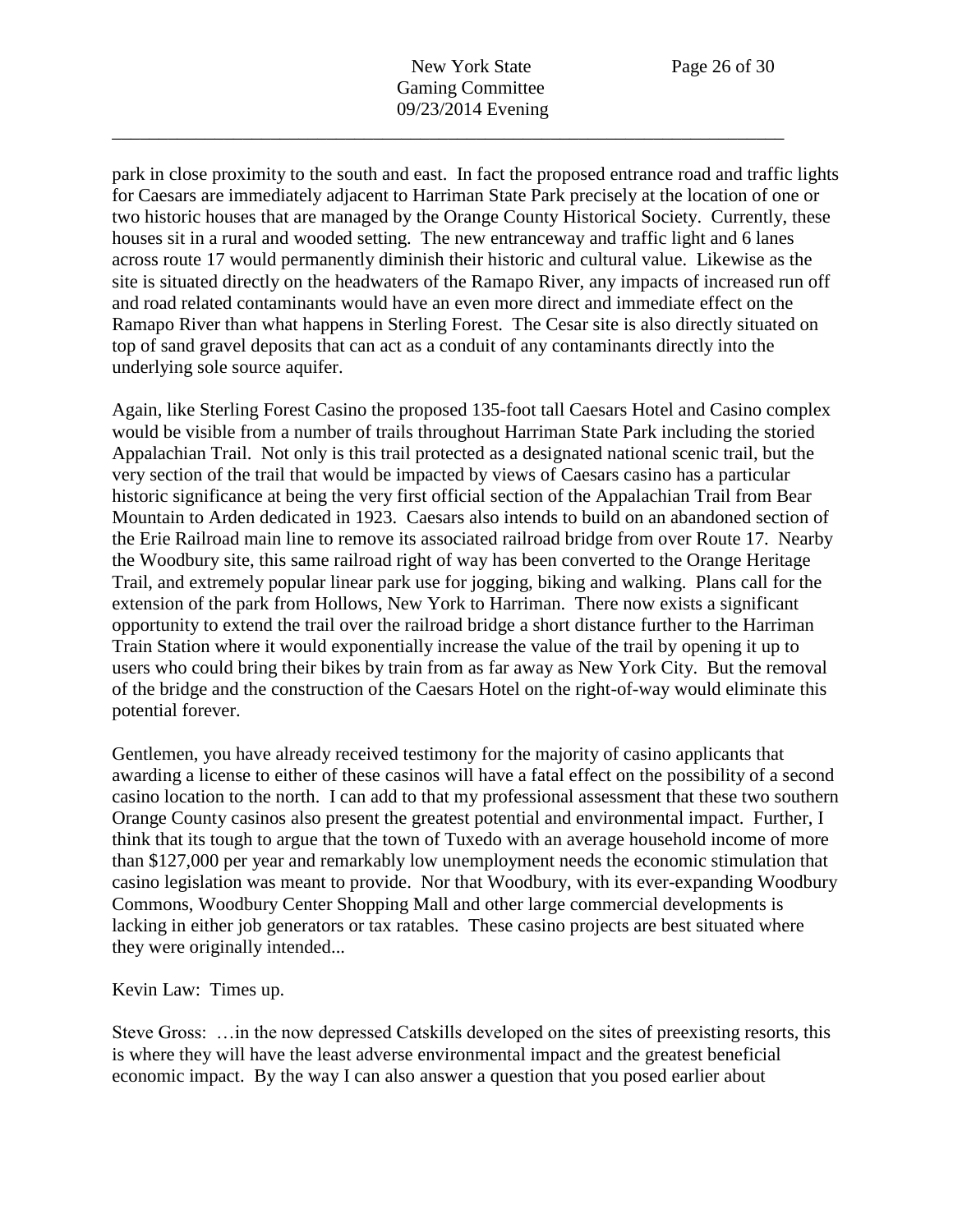park in close proximity to the south and east. In fact the proposed entrance road and traffic lights for Caesars are immediately adjacent to Harriman State Park precisely at the location of one or two historic houses that are managed by the Orange County Historical Society. Currently, these houses sit in a rural and wooded setting. The new entranceway and traffic light and 6 lanes across route 17 would permanently diminish their historic and cultural value. Likewise as the site is situated directly on the headwaters of the Ramapo River, any impacts of increased run off and road related contaminants would have an even more direct and immediate effect on the Ramapo River than what happens in Sterling Forest. The Cesar site is also directly situated on top of sand gravel deposits that can act as a conduit of any contaminants directly into the underlying sole source aquifer.

Again, like Sterling Forest Casino the proposed 135-foot tall Caesars Hotel and Casino complex would be visible from a number of trails throughout Harriman State Park including the storied Appalachian Trail. Not only is this trail protected as a designated national scenic trail, but the very section of the trail that would be impacted by views of Caesars casino has a particular historic significance at being the very first official section of the Appalachian Trail from Bear Mountain to Arden dedicated in 1923. Caesars also intends to build on an abandoned section of the Erie Railroad main line to remove its associated railroad bridge from over Route 17. Nearby the Woodbury site, this same railroad right of way has been converted to the Orange Heritage Trail, and extremely popular linear park use for jogging, biking and walking. Plans call for the extension of the park from Hollows, New York to Harriman. There now exists a significant opportunity to extend the trail over the railroad bridge a short distance further to the Harriman Train Station where it would exponentially increase the value of the trail by opening it up to users who could bring their bikes by train from as far away as New York City. But the removal of the bridge and the construction of the Caesars Hotel on the right-of-way would eliminate this potential forever.

Gentlemen, you have already received testimony for the majority of casino applicants that awarding a license to either of these casinos will have a fatal effect on the possibility of a second casino location to the north. I can add to that my professional assessment that these two southern Orange County casinos also present the greatest potential and environmental impact. Further, I think that its tough to argue that the town of Tuxedo with an average household income of more than $127,000 per year and remarkably low unemployment needs the economic stimulation that casino legislation was meant to provide. Nor that Woodbury, with its ever-expanding Woodbury Commons, Woodbury Center Shopping Mall and other large commercial developments is lacking in either job generators or tax ratables. These casino projects are best situated where they were originally intended...

Kevin Law: Times up.

Steve Gross: …in the now depressed Catskills developed on the sites of preexisting resorts, this is where they will have the least adverse environmental impact and the greatest beneficial economic impact. By the way I can also answer a question that you posed earlier about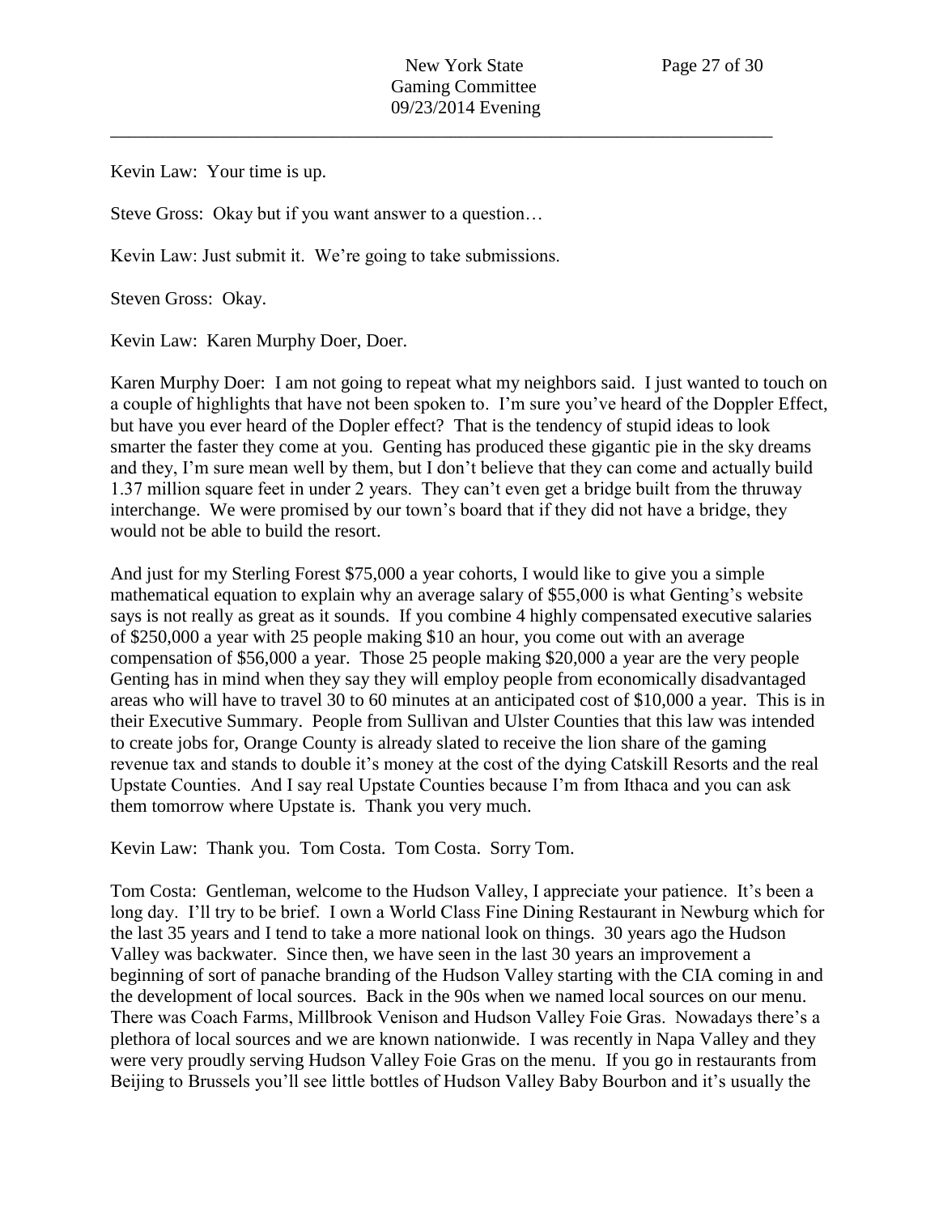Kevin Law: Your time is up.

Steve Gross: Okay but if you want answer to a question…

Kevin Law: Just submit it. We're going to take submissions.

Steven Gross: Okay.

Kevin Law: Karen Murphy Doer, Doer.

Karen Murphy Doer: I am not going to repeat what my neighbors said. I just wanted to touch on a couple of highlights that have not been spoken to. I'm sure you've heard of the Doppler Effect, but have you ever heard of the Dopler effect? That is the tendency of stupid ideas to look smarter the faster they come at you. Genting has produced these gigantic pie in the sky dreams and they, I'm sure mean well by them, but I don't believe that they can come and actually build 1.37 million square feet in under 2 years. They can't even get a bridge built from the thruway interchange. We were promised by our town's board that if they did not have a bridge, they would not be able to build the resort.

And just for my Sterling Forest $75,000 a year cohorts, I would like to give you a simple mathematical equation to explain why an average salary of $55,000 is what Genting's website says is not really as great as it sounds. If you combine 4 highly compensated executive salaries of $250,000 a year with 25 people making $10 an hour, you come out with an average compensation of $56,000 a year. Those 25 people making $20,000 a year are the very people Genting has in mind when they say they will employ people from economically disadvantaged areas who will have to travel 30 to 60 minutes at an anticipated cost of $10,000 a year. This is in their Executive Summary. People from Sullivan and Ulster Counties that this law was intended to create jobs for, Orange County is already slated to receive the lion share of the gaming revenue tax and stands to double it's money at the cost of the dying Catskill Resorts and the real Upstate Counties. And I say real Upstate Counties because I'm from Ithaca and you can ask them tomorrow where Upstate is. Thank you very much.

Kevin Law: Thank you. Tom Costa. Tom Costa. Sorry Tom.

Tom Costa: Gentleman, welcome to the Hudson Valley, I appreciate your patience. It's been a long day. I'll try to be brief. I own a World Class Fine Dining Restaurant in Newburg which for the last 35 years and I tend to take a more national look on things. 30 years ago the Hudson Valley was backwater. Since then, we have seen in the last 30 years an improvement a beginning of sort of panache branding of the Hudson Valley starting with the CIA coming in and the development of local sources. Back in the 90s when we named local sources on our menu. There was Coach Farms, Millbrook Venison and Hudson Valley Foie Gras. Nowadays there's a plethora of local sources and we are known nationwide. I was recently in Napa Valley and they were very proudly serving Hudson Valley Foie Gras on the menu. If you go in restaurants from Beijing to Brussels you'll see little bottles of Hudson Valley Baby Bourbon and it's usually the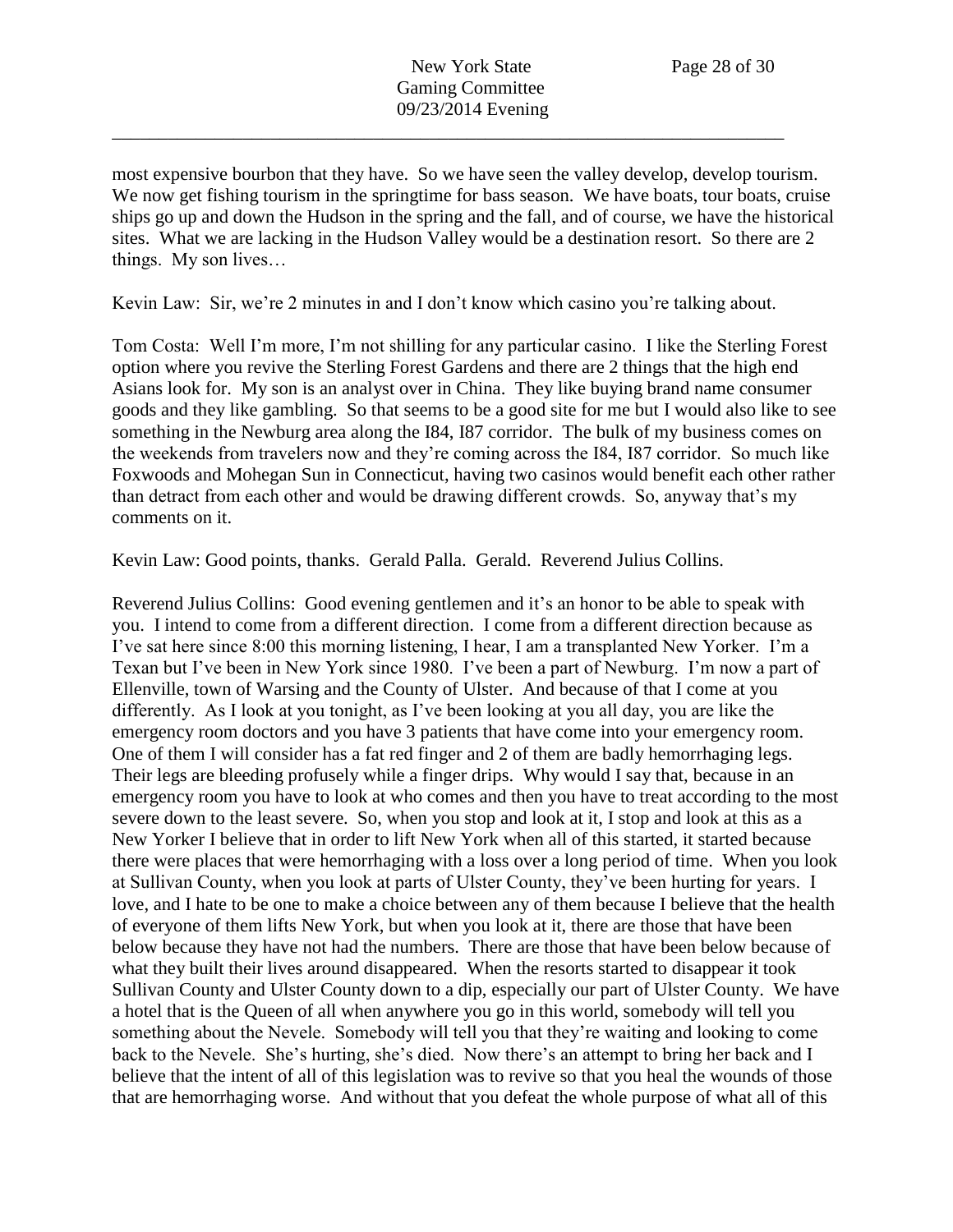most expensive bourbon that they have. So we have seen the valley develop, develop tourism. We now get fishing tourism in the springtime for bass season. We have boats, tour boats, cruise ships go up and down the Hudson in the spring and the fall, and of course, we have the historical sites. What we are lacking in the Hudson Valley would be a destination resort. So there are 2 things. My son lives…

Kevin Law: Sir, we're 2 minutes in and I don't know which casino you're talking about.

Tom Costa: Well I'm more, I'm not shilling for any particular casino. I like the Sterling Forest option where you revive the Sterling Forest Gardens and there are 2 things that the high end Asians look for. My son is an analyst over in China. They like buying brand name consumer goods and they like gambling. So that seems to be a good site for me but I would also like to see something in the Newburg area along the I84, I87 corridor. The bulk of my business comes on the weekends from travelers now and they're coming across the I84, I87 corridor. So much like Foxwoods and Mohegan Sun in Connecticut, having two casinos would benefit each other rather than detract from each other and would be drawing different crowds. So, anyway that's my comments on it.

Kevin Law: Good points, thanks. Gerald Palla. Gerald. Reverend Julius Collins.

Reverend Julius Collins: Good evening gentlemen and it's an honor to be able to speak with you. I intend to come from a different direction. I come from a different direction because as I've sat here since 8:00 this morning listening, I hear, I am a transplanted New Yorker. I'm a Texan but I've been in New York since 1980. I've been a part of Newburg. I'm now a part of Ellenville, town of Warsing and the County of Ulster. And because of that I come at you differently. As I look at you tonight, as I've been looking at you all day, you are like the emergency room doctors and you have 3 patients that have come into your emergency room. One of them I will consider has a fat red finger and 2 of them are badly hemorrhaging legs. Their legs are bleeding profusely while a finger drips. Why would I say that, because in an emergency room you have to look at who comes and then you have to treat according to the most severe down to the least severe. So, when you stop and look at it, I stop and look at this as a New Yorker I believe that in order to lift New York when all of this started, it started because there were places that were hemorrhaging with a loss over a long period of time. When you look at Sullivan County, when you look at parts of Ulster County, they've been hurting for years. I love, and I hate to be one to make a choice between any of them because I believe that the health of everyone of them lifts New York, but when you look at it, there are those that have been below because they have not had the numbers. There are those that have been below because of what they built their lives around disappeared. When the resorts started to disappear it took Sullivan County and Ulster County down to a dip, especially our part of Ulster County. We have a hotel that is the Queen of all when anywhere you go in this world, somebody will tell you something about the Nevele. Somebody will tell you that they're waiting and looking to come back to the Nevele. She's hurting, she's died. Now there's an attempt to bring her back and I believe that the intent of all of this legislation was to revive so that you heal the wounds of those that are hemorrhaging worse. And without that you defeat the whole purpose of what all of this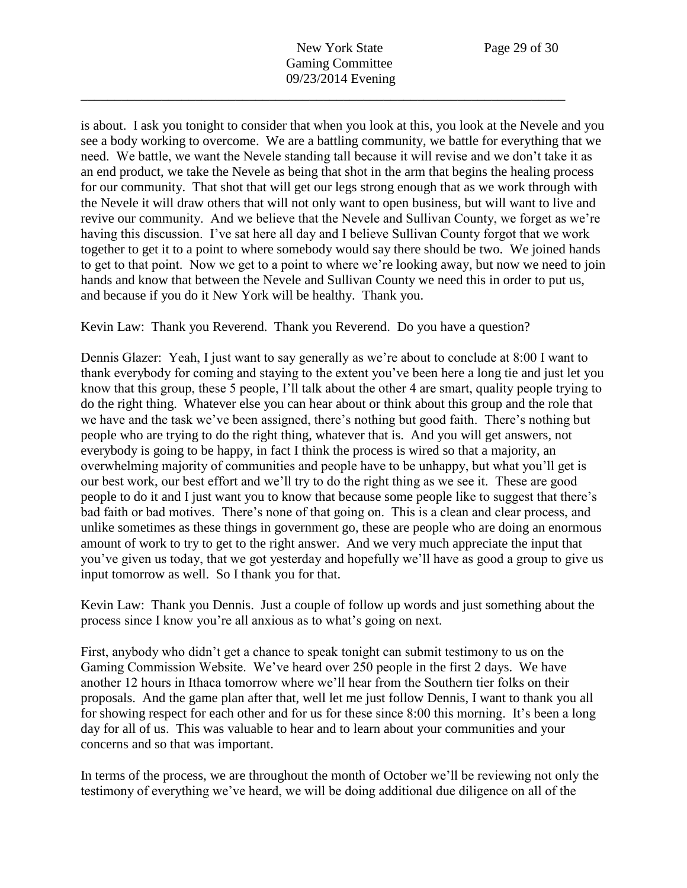is about. I ask you tonight to consider that when you look at this, you look at the Nevele and you see a body working to overcome. We are a battling community, we battle for everything that we need. We battle, we want the Nevele standing tall because it will revise and we don't take it as an end product, we take the Nevele as being that shot in the arm that begins the healing process for our community. That shot that will get our legs strong enough that as we work through with the Nevele it will draw others that will not only want to open business, but will want to live and revive our community. And we believe that the Nevele and Sullivan County, we forget as we're having this discussion. I've sat here all day and I believe Sullivan County forgot that we work together to get it to a point to where somebody would say there should be two. We joined hands to get to that point. Now we get to a point to where we're looking away, but now we need to join hands and know that between the Nevele and Sullivan County we need this in order to put us, and because if you do it New York will be healthy. Thank you.

Kevin Law: Thank you Reverend. Thank you Reverend. Do you have a question?

Dennis Glazer: Yeah, I just want to say generally as we're about to conclude at 8:00 I want to thank everybody for coming and staying to the extent you've been here a long tie and just let you know that this group, these 5 people, I'll talk about the other 4 are smart, quality people trying to do the right thing. Whatever else you can hear about or think about this group and the role that we have and the task we've been assigned, there's nothing but good faith. There's nothing but people who are trying to do the right thing, whatever that is. And you will get answers, not everybody is going to be happy, in fact I think the process is wired so that a majority, an overwhelming majority of communities and people have to be unhappy, but what you'll get is our best work, our best effort and we'll try to do the right thing as we see it. These are good people to do it and I just want you to know that because some people like to suggest that there's bad faith or bad motives. There's none of that going on. This is a clean and clear process, and unlike sometimes as these things in government go, these are people who are doing an enormous amount of work to try to get to the right answer. And we very much appreciate the input that you've given us today, that we got yesterday and hopefully we'll have as good a group to give us input tomorrow as well. So I thank you for that.

Kevin Law: Thank you Dennis. Just a couple of follow up words and just something about the process since I know you're all anxious as to what's going on next.

First, anybody who didn't get a chance to speak tonight can submit testimony to us on the Gaming Commission Website. We've heard over 250 people in the first 2 days. We have another 12 hours in Ithaca tomorrow where we'll hear from the Southern tier folks on their proposals. And the game plan after that, well let me just follow Dennis, I want to thank you all for showing respect for each other and for us for these since 8:00 this morning. It's been a long day for all of us. This was valuable to hear and to learn about your communities and your concerns and so that was important.

In terms of the process, we are throughout the month of October we'll be reviewing not only the testimony of everything we've heard, we will be doing additional due diligence on all of the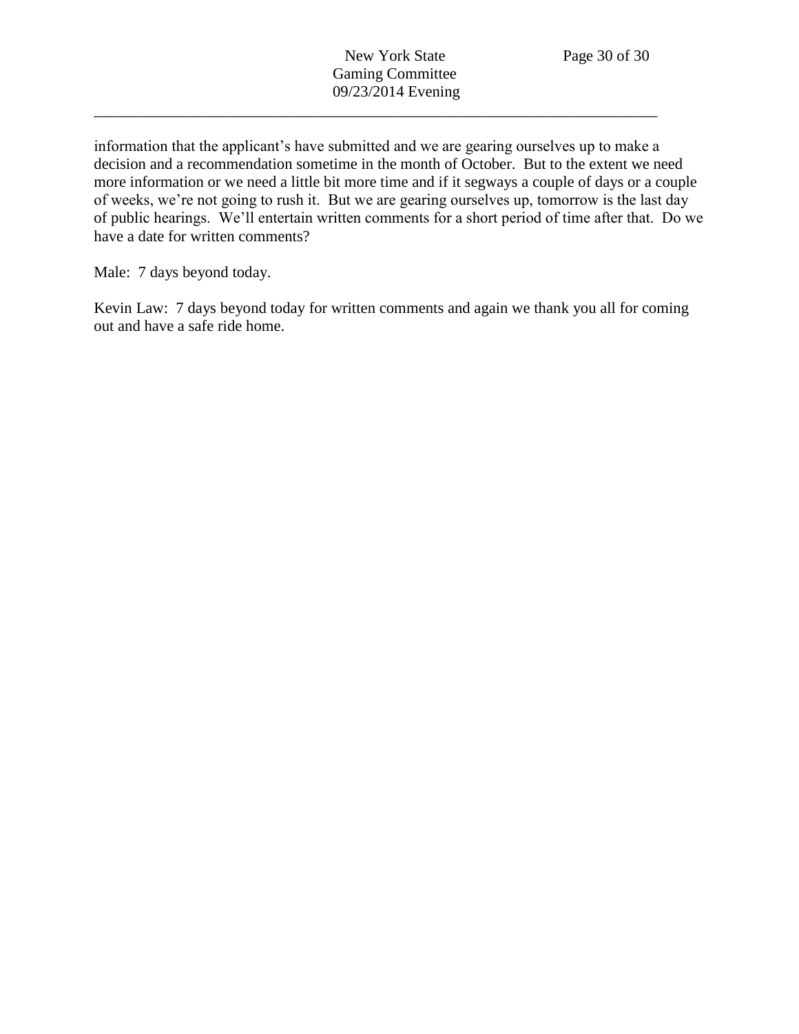information that the applicant's have submitted and we are gearing ourselves up to make a decision and a recommendation sometime in the month of October. But to the extent we need more information or we need a little bit more time and if it segways a couple of days or a couple of weeks, we're not going to rush it. But we are gearing ourselves up, tomorrow is the last day of public hearings. We'll entertain written comments for a short period of time after that. Do we have a date for written comments?

Male: 7 days beyond today.

Kevin Law: 7 days beyond today for written comments and again we thank you all for coming out and have a safe ride home.